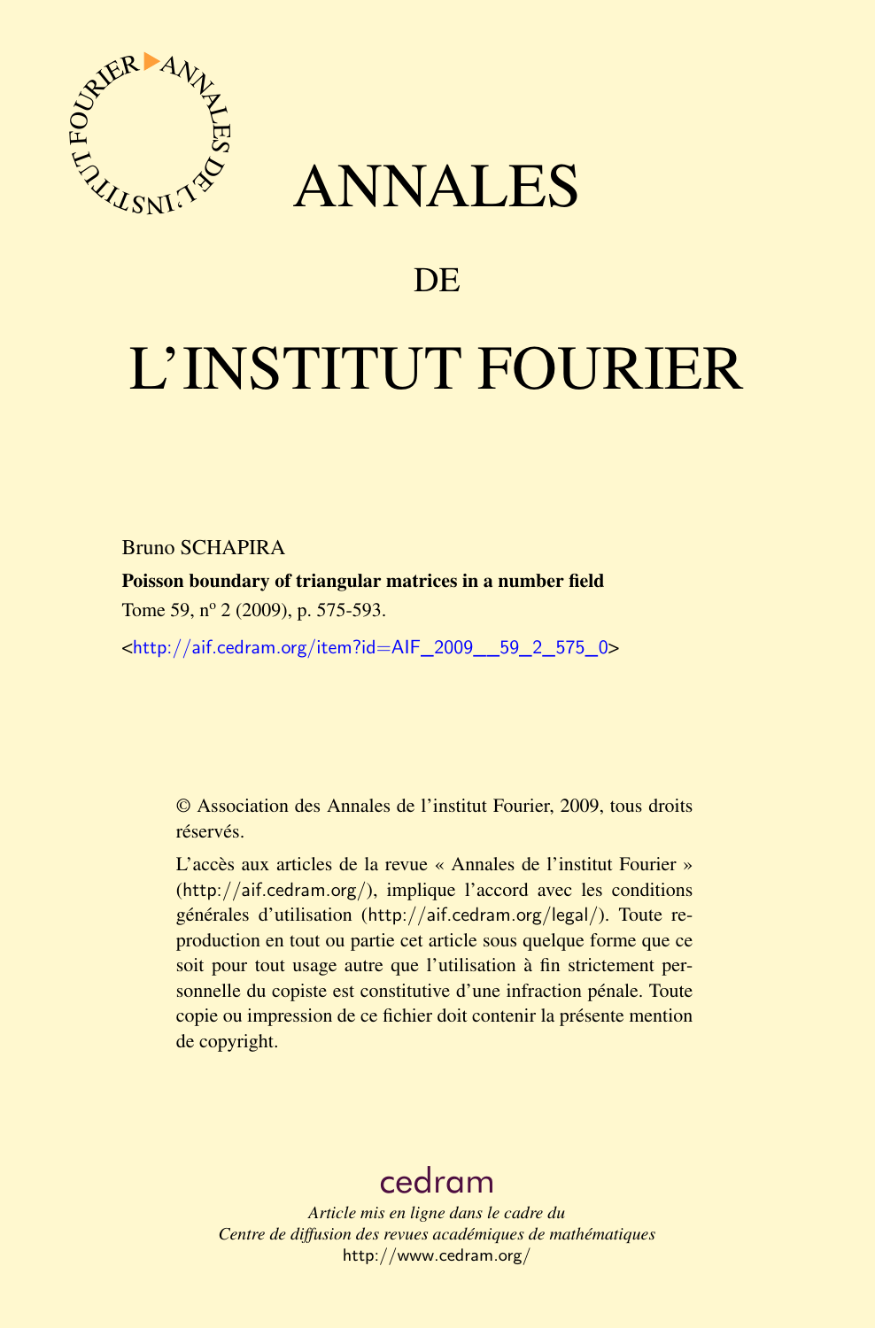# ANNALES

## DE

# L'INSTITUT FOURIER

Bruno SCHAPIRA

**Poisson boundary of triangular matrices in a number field**

Tome 59, nº 2 (2009), p. 575-593.

<http://aif.cedram.org/item?id=AIF_2009__59_2_575_0>

© Association des Annales de l'institut Fourier, 2009, tous droits réservés.

L'accès aux articles de la revue « Annales de l'institut Fourier » (http://aif.cedram.org/), implique l'accord avec les conditions générales d'utilisation (http://aif.cedram.org/legal/). Toute reproduction en tout ou partie cet article sous quelque forme que ce soit pour tout usage autre que l'utilisation à fin strictement personnelle du copiste est constitutive d'une infraction pénale. Toute copie ou impression de ce fichier doit contenir la présente mention de copyright.

cedram

*Article mis en ligne dans le cadre du*
*Centre de diffusion des revues académiques de mathématiques*
http://www.cedram.org/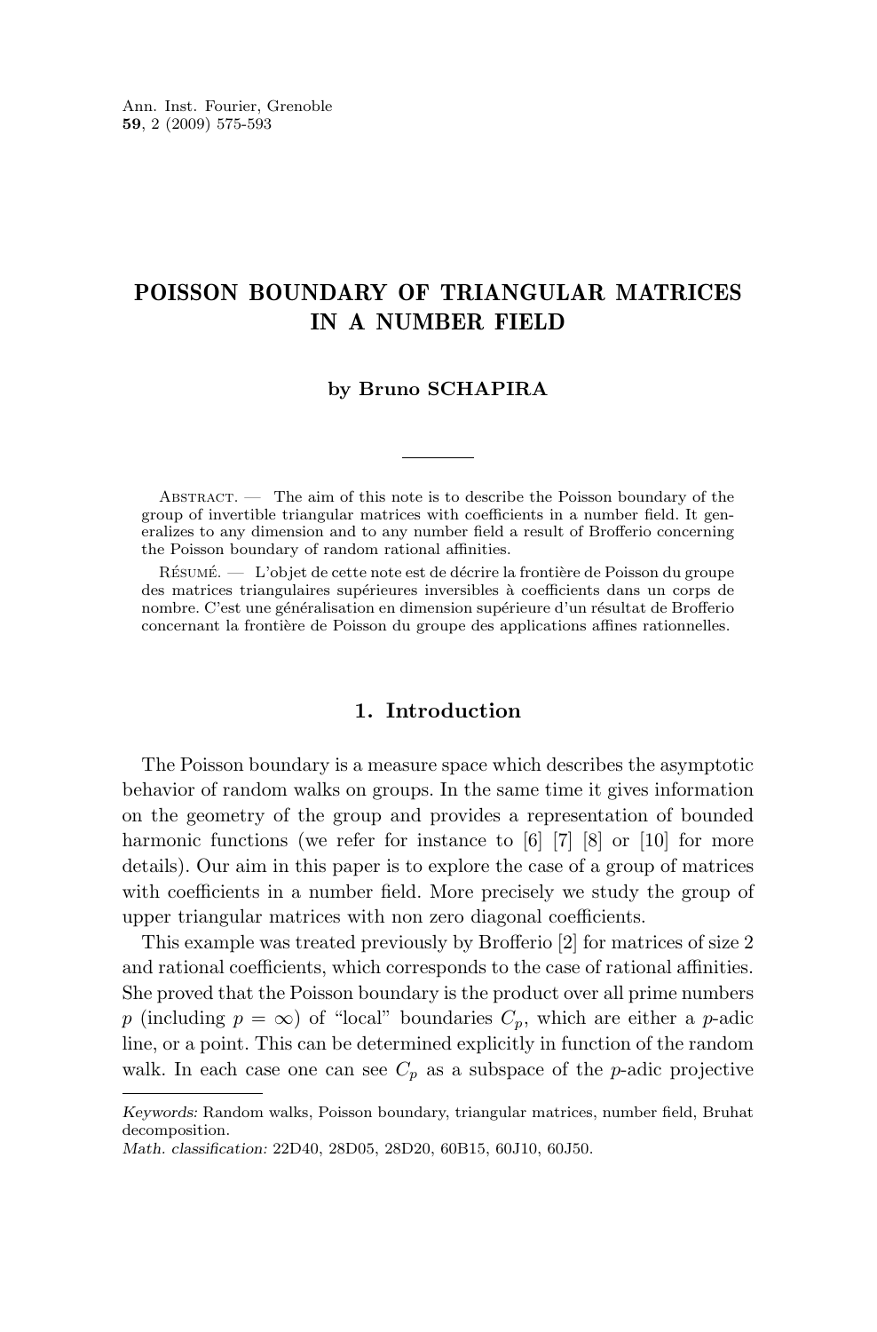# POISSON BOUNDARY OF TRIANGULAR MATRICES IN A NUMBER FIELD

**by Bruno SCHAPIRA**

Abstract. — The aim of this note is to describe the Poisson boundary of the group of invertible triangular matrices with coefficients in a number field. It generalizes to any dimension and to any number field a result of Brofferio concerning the Poisson boundary of random rational affinities.

Résumé. — L'objet de cette note est de décrire la frontière de Poisson du groupe des matrices triangulaires supérieures inversibles à coefficients dans un corps de nombre. C'est une généralisation en dimension supérieure d'un résultat de Brofferio concernant la frontière de Poisson du groupe des applications affines rationnelles.

## 1. Introduction

The Poisson boundary is a measure space which describes the asymptotic behavior of random walks on groups. In the same time it gives information on the geometry of the group and provides a representation of bounded harmonic functions (we refer for instance to [6] [7] [8] or [10] for more details). Our aim in this paper is to explore the case of a group of matrices with coefficients in a number field. More precisely we study the group of upper triangular matrices with non zero diagonal coefficients.

This example was treated previously by Brofferio [2] for matrices of size 2 and rational coefficients, which corresponds to the case of rational affinities. She proved that the Poisson boundary is the product over all prime numbers $p$ (including $p = \infty$) of "local" boundaries $C_p$, which are either a $p$-adic line, or a point. This can be determined explicitly in function of the random walk. In each case one can see $C_p$ as a subspace of the $p$-adic projective

*Keywords:* Random walks, Poisson boundary, triangular matrices, number field, Bruhat decomposition.
*Math. classification:* 22D40, 28D05, 28D20, 60B15, 60J10, 60J50.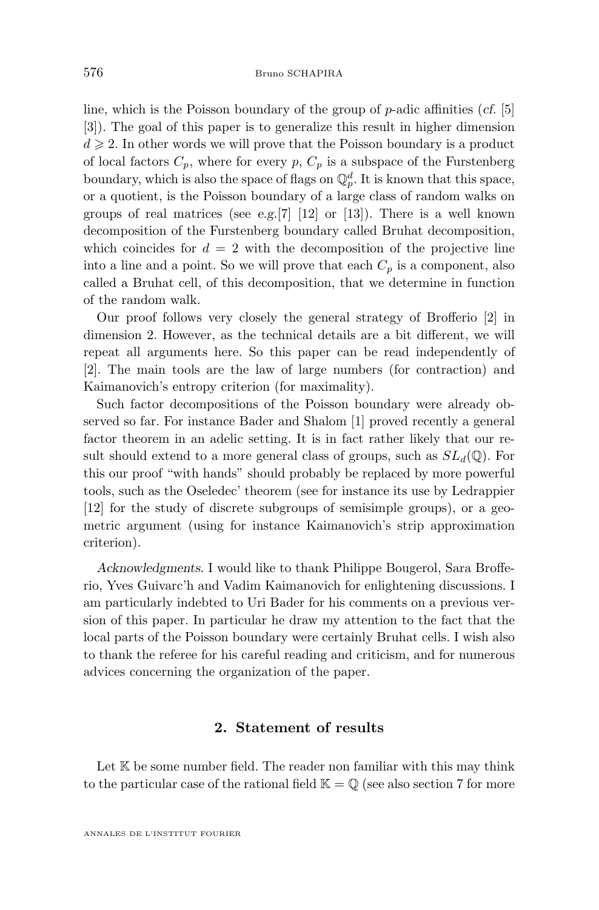line, which is the Poisson boundary of the group of $p$-adic affinities (*cf.* [5] [3]). The goal of this paper is to generalize this result in higher dimension $d \geqslant 2$. In other words we will prove that the Poisson boundary is a product of local factors $C_p$, where for every $p$, $C_p$ is a subspace of the Furstenberg boundary, which is also the space of flags on $\mathbb{Q}_p^d$. It is known that this space, or a quotient, is the Poisson boundary of a large class of random walks on groups of real matrices (see *e.g.*[7] [12] or [13]). There is a well known decomposition of the Furstenberg boundary called Bruhat decomposition, which coincides for $d = 2$ with the decomposition of the projective line into a line and a point. So we will prove that each $C_p$ is a component, also called a Bruhat cell, of this decomposition, that we determine in function of the random walk.

Our proof follows very closely the general strategy of Brofferio [2] in dimension 2. However, as the technical details are a bit different, we will repeat all arguments here. So this paper can be read independently of [2]. The main tools are the law of large numbers (for contraction) and Kaimanovich's entropy criterion (for maximality).

Such factor decompositions of the Poisson boundary were already observed so far. For instance Bader and Shalom [1] proved recently a general factor theorem in an adelic setting. It is in fact rather likely that our result should extend to a more general class of groups, such as $SL_d(\mathbb{Q})$. For this our proof "with hands" should probably be replaced by more powerful tools, such as the Oseledec' theorem (see for instance its use by Ledrappier [12] for the study of discrete subgroups of semisimple groups), or a geometric argument (using for instance Kaimanovich's strip approximation criterion).

*Acknowledgments.* I would like to thank Philippe Bougerol, Sara Brofferio, Yves Guivarc'h and Vadim Kaimanovich for enlightening discussions. I am particularly indebted to Uri Bader for his comments on a previous version of this paper. In particular he draw my attention to the fact that the local parts of the Poisson boundary were certainly Bruhat cells. I wish also to thank the referee for his careful reading and criticism, and for numerous advices concerning the organization of the paper.

## 2. Statement of results

Let $\mathbb{K}$ be some number field. The reader non familiar with this may think to the particular case of the rational field $\mathbb{K} = \mathbb{Q}$ (see also section 7 for more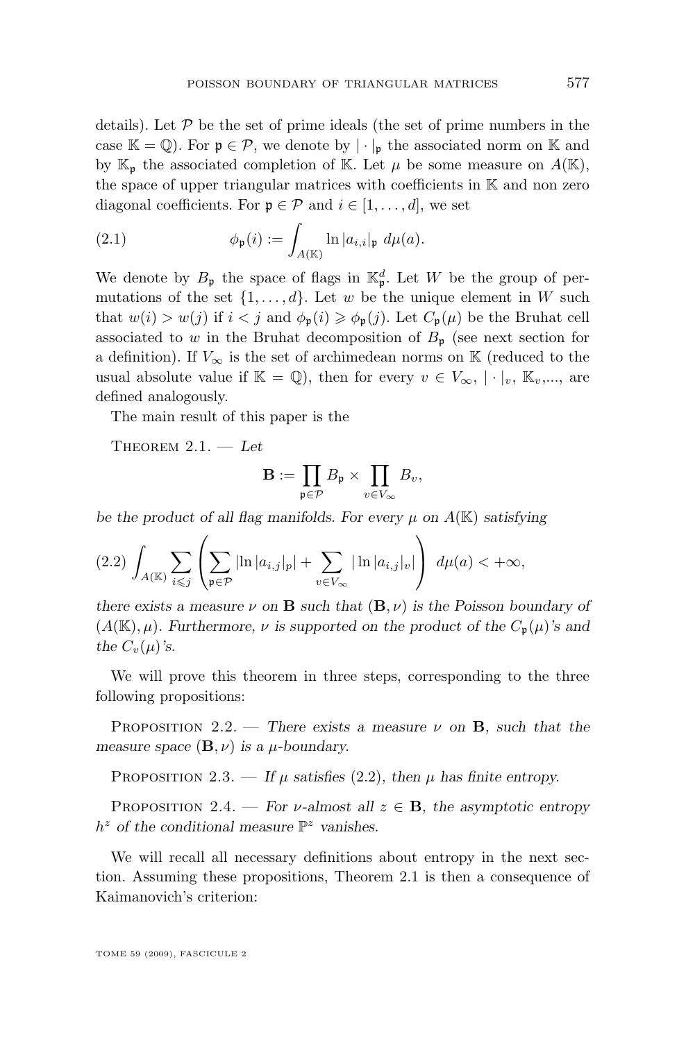details). Let $\mathcal{P}$ be the set of prime ideals (the set of prime numbers in the case $\mathbb{K} = \mathbb{Q}$). For $\mathfrak{p} \in \mathcal{P}$, we denote by $|\cdot|_{\mathfrak{p}}$ the associated norm on $\mathbb{K}$ and by $\mathbb{K}_{\mathfrak{p}}$ the associated completion of $\mathbb{K}$. Let $\mu$ be some measure on $A(\mathbb{K})$, the space of upper triangular matrices with coefficients in $\mathbb{K}$ and non zero diagonal coefficients. For $\mathfrak{p} \in \mathcal{P}$ and $i \in [1, \dots, d]$, we set

$$\phi_{\mathfrak{p}}(i) := \int_{A(\mathbb{K})} \ln |a_{i,i}|_{\mathfrak{p}} \; d\mu(a). \tag{2.1}$$

We denote by $B_{\mathfrak{p}}$ the space of flags in $\mathbb{K}_{\mathfrak{p}}^d$. Let $W$ be the group of permutations of the set $\{1, \dots, d\}$. Let $w$ be the unique element in $W$ such that $w(i) > w(j)$ if $i < j$ and $\phi_{\mathfrak{p}}(i) \geqslant \phi_{\mathfrak{p}}(j)$. Let $C_{\mathfrak{p}}(\mu)$ be the Bruhat cell associated to $w$ in the Bruhat decomposition of $B_{\mathfrak{p}}$ (see next section for a definition). If $V_\infty$ is the set of archimedean norms on $\mathbb{K}$ (reduced to the usual absolute value if $\mathbb{K} = \mathbb{Q}$), then for every $v \in V_\infty$, $|\cdot|_v$, $\mathbb{K}_v$,..., are defined analogously.

The main result of this paper is the

Theorem 2.1. — *Let*

$$\mathbf{B} := \prod_{\mathfrak{p} \in \mathcal{P}} B_{\mathfrak{p}} \times \prod_{v \in V_\infty} B_v,$$

*be the product of all flag manifolds. For every $\mu$ on $A(\mathbb{K})$ satisfying*

$$\int_{A(\mathbb{K})} \sum_{i \leqslant j} \left( \sum_{\mathfrak{p} \in \mathcal{P}} |\ln |a_{i,j}|_p| + \sum_{v \in V_\infty} |\ln |a_{i,j}|_v| \right) \; d\mu(a) < +\infty, \tag{2.2}$$

*there exists a measure $\nu$ on $\mathbf{B}$ such that $(\mathbf{B}, \nu)$ is the Poisson boundary of $(A(\mathbb{K}), \mu)$. Furthermore, $\nu$ is supported on the product of the $C_{\mathfrak{p}}(\mu)$'s and the $C_v(\mu)$'s.*

We will prove this theorem in three steps, corresponding to the three following propositions:

Proposition 2.2. — *There exists a measure $\nu$ on $\mathbf{B}$, such that the measure space $(\mathbf{B}, \nu)$ is a $\mu$-boundary.*

Proposition 2.3. — *If $\mu$ satisfies (2.2), then $\mu$ has finite entropy.*

Proposition 2.4. — *For $\nu$-almost all $z \in \mathbf{B}$, the asymptotic entropy $h^z$ of the conditional measure $\mathbb{P}^z$ vanishes.*

We will recall all necessary definitions about entropy in the next section. Assuming these propositions, Theorem 2.1 is then a consequence of Kaimanovich's criterion: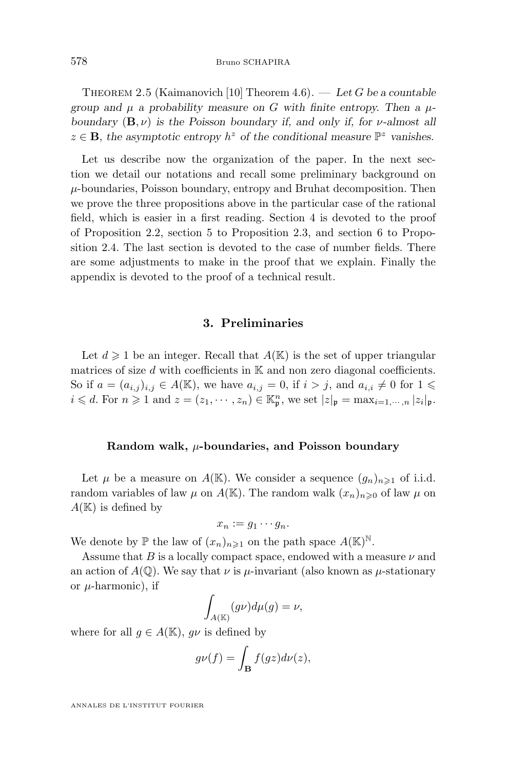Theorem 2.5 (Kaimanovich [10] Theorem 4.6). — *Let $G$ be a countable group and $\mu$ a probability measure on $G$ with finite entropy. Then a $\mu$-boundary $(\mathbf{B}, \nu)$ is the Poisson boundary if, and only if, for $\nu$-almost all $z \in \mathbf{B}$, the asymptotic entropy $h^z$ of the conditional measure $\mathbb{P}^z$ vanishes.*

Let us describe now the organization of the paper. In the next section we detail our notations and recall some preliminary background on $\mu$-boundaries, Poisson boundary, entropy and Bruhat decomposition. Then we prove the three propositions above in the particular case of the rational field, which is easier in a first reading. Section 4 is devoted to the proof of Proposition 2.2, section 5 to Proposition 2.3, and section 6 to Proposition 2.4. The last section is devoted to the case of number fields. There are some adjustments to make in the proof that we explain. Finally the appendix is devoted to the proof of a technical result.

## 3. Preliminaries

Let $d \geqslant 1$ be an integer. Recall that $A(\mathbb{K})$ is the set of upper triangular matrices of size $d$ with coefficients in $\mathbb{K}$ and non zero diagonal coefficients. So if $a = (a_{i,j})_{i,j} \in A(\mathbb{K})$, we have $a_{i,j} = 0$, if $i > j$, and $a_{i,i} \neq 0$ for $1 \leqslant i \leqslant d$. For $n \geqslant 1$ and $z = (z_1, \cdots, z_n) \in \mathbb{K}_{\mathfrak{p}}^n$, we set $|z|_{\mathfrak{p}} = \max_{i=1,\cdots,n} |z_i|_{\mathfrak{p}}$.

### Random walk, $\mu$-boundaries, and Poisson boundary

Let $\mu$ be a measure on $A(\mathbb{K})$. We consider a sequence $(g_n)_{n\geqslant 1}$ of i.i.d. random variables of law $\mu$ on $A(\mathbb{K})$. The random walk $(x_n)_{n\geqslant 0}$ of law $\mu$ on $A(\mathbb{K})$ is defined by

$$x_n := g_1 \cdots g_n.$$

We denote by $\mathbb{P}$ the law of $(x_n)_{n\geqslant 1}$ on the path space $A(\mathbb{K})^{\mathbb{N}}$.

Assume that $B$ is a locally compact space, endowed with a measure $\nu$ and an action of $A(\mathbb{Q})$. We say that $\nu$ is $\mu$-invariant (also known as $\mu$-stationary or $\mu$-harmonic), if

$$\int_{A(\mathbb{K})} (g\nu) d\mu(g) = \nu,$$

where for all $g \in A(\mathbb{K})$, $g\nu$ is defined by

$$g\nu(f) = \int_{\mathbf{B}} f(gz) d\nu(z),$$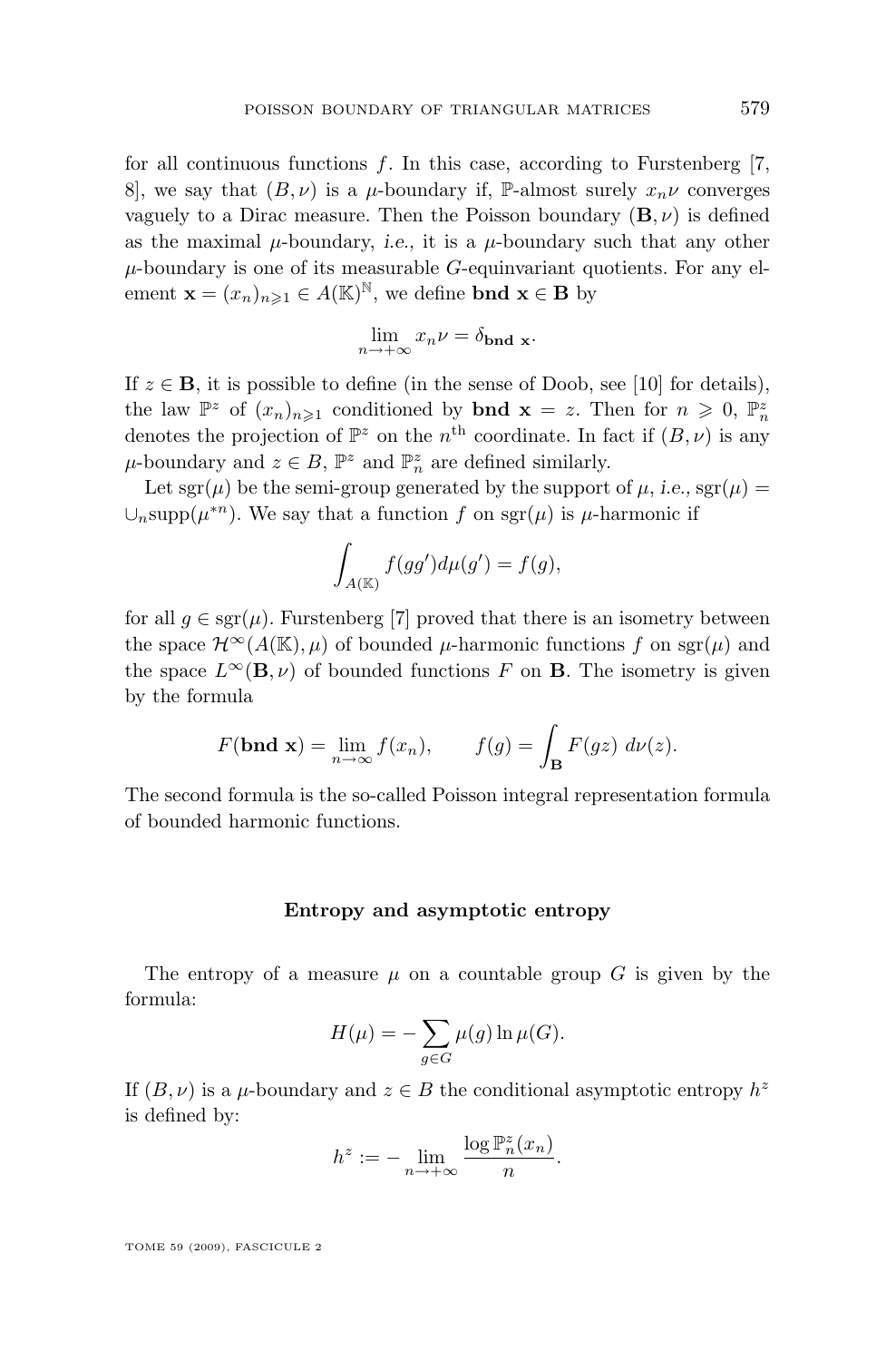for all continuous functions $f$. In this case, according to Furstenberg [7, 8], we say that $(B, \nu)$ is a $\mu$-boundary if, $\mathbb{P}$-almost surely $x_n \nu$ converges vaguely to a Dirac measure. Then the Poisson boundary $(\mathbf{B}, \nu)$ is defined as the maximal $\mu$-boundary, *i.e.,* it is a $\mu$-boundary such that any other $\mu$-boundary is one of its measurable $G$-equinvariant quotients. For any element $\mathbf{x} = (x_n)_{n \geqslant 1} \in A(\mathbb{K})^{\mathbb{N}}$, we define $\mathbf{bnd}\ \mathbf{x} \in \mathbf{B}$ by

$$\lim_{n \to +\infty} x_n \nu = \delta_{\mathbf{bnd}\ \mathbf{x}}.$$

If $z \in \mathbf{B}$, it is possible to define (in the sense of Doob, see [10] for details), the law $\mathbb{P}^z$ of $(x_n)_{n \geqslant 1}$ conditioned by $\mathbf{bnd}\ \mathbf{x} = z$. Then for $n \geqslant 0$, $\mathbb{P}^z_n$ denotes the projection of $\mathbb{P}^z$ on the $n^{\text{th}}$ coordinate. In fact if $(B, \nu)$ is any $\mu$-boundary and $z \in B$, $\mathbb{P}^z$ and $\mathbb{P}^z_n$ are defined similarly.

Let $\operatorname{sgr}(\mu)$ be the semi-group generated by the support of $\mu$, *i.e.,* $\operatorname{sgr}(\mu) = \cup_n \operatorname{supp}(\mu^{*n})$. We say that a function $f$ on $\operatorname{sgr}(\mu)$ is $\mu$-harmonic if

$$\int_{A(\mathbb{K})} f(gg') d\mu(g') = f(g),$$

for all $g \in \operatorname{sgr}(\mu)$. Furstenberg [7] proved that there is an isometry between the space $\mathcal{H}^\infty(A(\mathbb{K}), \mu)$ of bounded $\mu$-harmonic functions $f$ on $\operatorname{sgr}(\mu)$ and the space $L^\infty(\mathbf{B}, \nu)$ of bounded functions $F$ on $\mathbf{B}$. The isometry is given by the formula

$$F(\mathbf{bnd}\ \mathbf{x}) = \lim_{n \to \infty} f(x_n), \qquad f(g) = \int_{\mathbf{B}} F(gz)\ d\nu(z).$$

The second formula is the so-called Poisson integral representation formula of bounded harmonic functions.

### Entropy and asymptotic entropy

The entropy of a measure $\mu$ on a countable group $G$ is given by the formula:

$$H(\mu) = -\sum_{g \in G} \mu(g) \ln \mu(G).$$

If $(B, \nu)$ is a $\mu$-boundary and $z \in B$ the conditional asymptotic entropy $h^z$ is defined by:

$$h^z := -\lim_{n \to +\infty} \frac{\log \mathbb{P}^z_n(x_n)}{n}.$$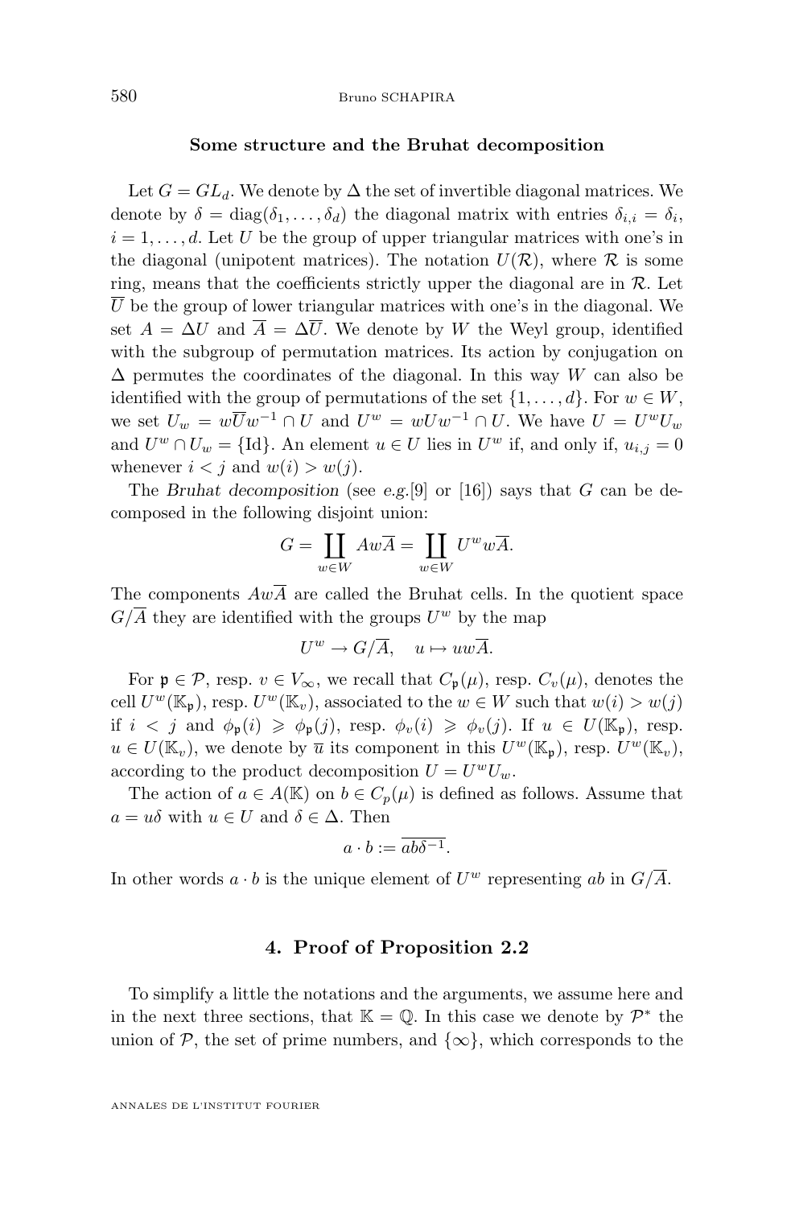### Some structure and the Bruhat decomposition

Let $G = GL_d$. We denote by $\Delta$ the set of invertible diagonal matrices. We denote by $\delta = \mathrm{diag}(\delta_1, \dots, \delta_d)$ the diagonal matrix with entries $\delta_{i,i} = \delta_i$, $i = 1, \dots, d$. Let $U$ be the group of upper triangular matrices with one's in the diagonal (unipotent matrices). The notation $U(\mathcal{R})$, where $\mathcal{R}$ is some ring, means that the coefficients strictly upper the diagonal are in $\mathcal{R}$. Let $\overline{U}$ be the group of lower triangular matrices with one's in the diagonal. We set $A = \Delta U$ and $\overline{A} = \Delta \overline{U}$. We denote by $W$ the Weyl group, identified with the subgroup of permutation matrices. Its action by conjugation on $\Delta$ permutes the coordinates of the diagonal. In this way $W$ can also be identified with the group of permutations of the set $\{1, \dots, d\}$. For $w \in W$, we set $U_w = w\overline{U}w^{-1} \cap U$ and $U^w = wUw^{-1} \cap U$. We have $U = U^w U_w$ and $U^w \cap U_w = \{\mathrm{Id}\}$. An element $u \in U$ lies in $U^w$ if, and only if, $u_{i,j} = 0$ whenever $i < j$ and $w(i) > w(j)$.

The *Bruhat decomposition* (see *e.g.*[9] or [16]) says that $G$ can be decomposed in the following disjoint union:

$$G = \coprod_{w \in W} Aw\overline{A} = \coprod_{w \in W} U^w w \overline{A}.$$

The components $Aw\overline{A}$ are called the Bruhat cells. In the quotient space $G/\overline{A}$ they are identified with the groups $U^w$ by the map

$$U^w \to G/\overline{A}, \quad u \mapsto uw\overline{A}.$$

For $\mathfrak{p} \in \mathcal{P}$, resp. $v \in V_\infty$, we recall that $C_\mathfrak{p}(\mu)$, resp. $C_v(\mu)$, denotes the cell $U^w(\mathbb{K}_\mathfrak{p})$, resp. $U^w(\mathbb{K}_v)$, associated to the $w \in W$ such that $w(i) > w(j)$ if $i < j$ and $\phi_\mathfrak{p}(i) \geqslant \phi_\mathfrak{p}(j)$, resp. $\phi_v(i) \geqslant \phi_v(j)$. If $u \in U(\mathbb{K}_\mathfrak{p})$, resp. $u \in U(\mathbb{K}_v)$, we denote by $\overline{u}$ its component in this $U^w(\mathbb{K}_\mathfrak{p})$, resp. $U^w(\mathbb{K}_v)$, according to the product decomposition $U = U^w U_w$.

The action of $a \in A(\mathbb{K})$ on $b \in C_p(\mu)$ is defined as follows. Assume that $a = u\delta$ with $u \in U$ and $\delta \in \Delta$. Then

$$a \cdot b := \overline{ab\delta^{-1}}.$$

In other words $a \cdot b$ is the unique element of $U^w$ representing $ab$ in $G/\overline{A}$.

## 4. Proof of Proposition 2.2

To simplify a little the notations and the arguments, we assume here and in the next three sections, that $\mathbb{K} = \mathbb{Q}$. In this case we denote by $\mathcal{P}^*$ the union of $\mathcal{P}$, the set of prime numbers, and $\{\infty\}$, which corresponds to the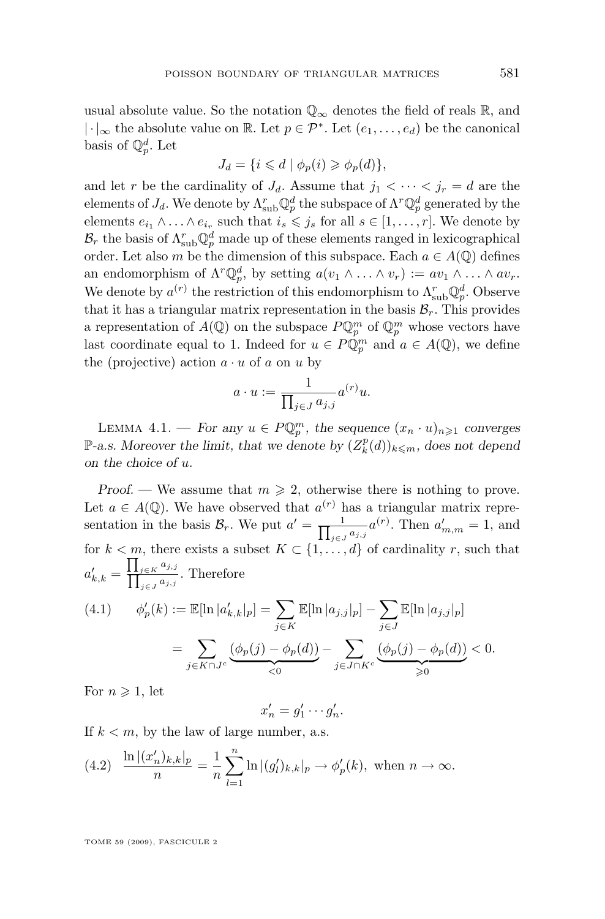usual absolute value. So the notation $\mathbb{Q}_\infty$ denotes the field of reals $\mathbb{R}$, and $|\cdot|_\infty$ the absolute value on $\mathbb{R}$. Let $p \in \mathcal{P}^*$. Let $(e_1, \dots, e_d)$ be the canonical basis of $\mathbb{Q}_p^d$. Let

$$J_d = \{i \leqslant d \mid \phi_p(i) \geqslant \phi_p(d)\},$$

and let $r$ be the cardinality of $J_d$. Assume that $j_1 < \dots < j_r = d$ are the elements of $J_d$. We denote by $\Lambda^r_{\text{sub}}\mathbb{Q}_p^d$ the subspace of $\Lambda^r\mathbb{Q}_p^d$ generated by the elements $e_{i_1} \wedge \ldots \wedge e_{i_r}$ such that $i_s \leqslant j_s$ for all $s \in [1, \dots, r]$. We denote by $\mathcal{B}_r$ the basis of $\Lambda^r_{\text{sub}}\mathbb{Q}_p^d$ made up of these elements ranged in lexicographical order. Let also $m$ be the dimension of this subspace. Each $a \in A(\mathbb{Q})$ defines an endomorphism of $\Lambda^r\mathbb{Q}_p^d$, by setting $a(v_1 \wedge \ldots \wedge v_r) := av_1 \wedge \ldots \wedge av_r$. We denote by $a^{(r)}$ the restriction of this endomorphism to $\Lambda^r_{\text{sub}}\mathbb{Q}_p^d$. Observe that it has a triangular matrix representation in the basis $\mathcal{B}_r$. This provides a representation of $A(\mathbb{Q})$ on the subspace $P\mathbb{Q}_p^m$ of $\mathbb{Q}_p^m$ whose vectors have last coordinate equal to 1. Indeed for $u \in P\mathbb{Q}_p^m$ and $a \in A(\mathbb{Q})$, we define the (projective) action $a \cdot u$ of $a$ on $u$ by

$$a \cdot u := \frac{1}{\prod_{j \in J} a_{j,j}} a^{(r)}u.$$

Lemma 4.1. — *For any $u \in P\mathbb{Q}_p^m$, the sequence $(x_n \cdot u)_{n \geqslant 1}$ converges $\mathbb{P}$-a.s. Moreover the limit, that we denote by $(Z_k^p(d))_{k \leqslant m}$, does not depend on the choice of $u$.*

*Proof.* — We assume that $m \geqslant 2$, otherwise there is nothing to prove. Let $a \in A(\mathbb{Q})$. We have observed that $a^{(r)}$ has a triangular matrix representation in the basis $\mathcal{B}_r$. We put $a' = \frac{1}{\prod_{j \in J} a_{j,j}} a^{(r)}$. Then $a'_{m,m} = 1$, and for $k < m$, there exists a subset $K \subset \{1, \dots, d\}$ of cardinality $r$, such that $a'_{k,k} = \frac{\prod_{j \in K} a_{j,j}}{\prod_{j \in J} a_{j,j}}$. Therefore

$$\begin{aligned}(4.1) \qquad \phi'_p(k) := \mathbb{E}[\ln |a'_{k,k}|_p] &= \sum_{j \in K} \mathbb{E}[\ln |a_{j,j}|_p] - \sum_{j \in J} \mathbb{E}[\ln |a_{j,j}|_p] \\ &= \sum_{j \in K \cap J^c} \underbrace{(\phi_p(j) - \phi_p(d))}_{<0} - \sum_{j \in J \cap K^c} \underbrace{(\phi_p(j) - \phi_p(d))}_{\geqslant 0} < 0.\end{aligned}$$

For $n \geqslant 1$, let

$$x'_n = g'_1 \cdots g'_n.$$

If $k < m$, by the law of large number, a.s.

$$(4.2) \quad \frac{\ln |(x'_n)_{k,k}|_p}{n} = \frac{1}{n} \sum_{l=1}^{n} \ln |(g'_l)_{k,k}|_p \to \phi'_p(k), \text{ when } n \to \infty.$$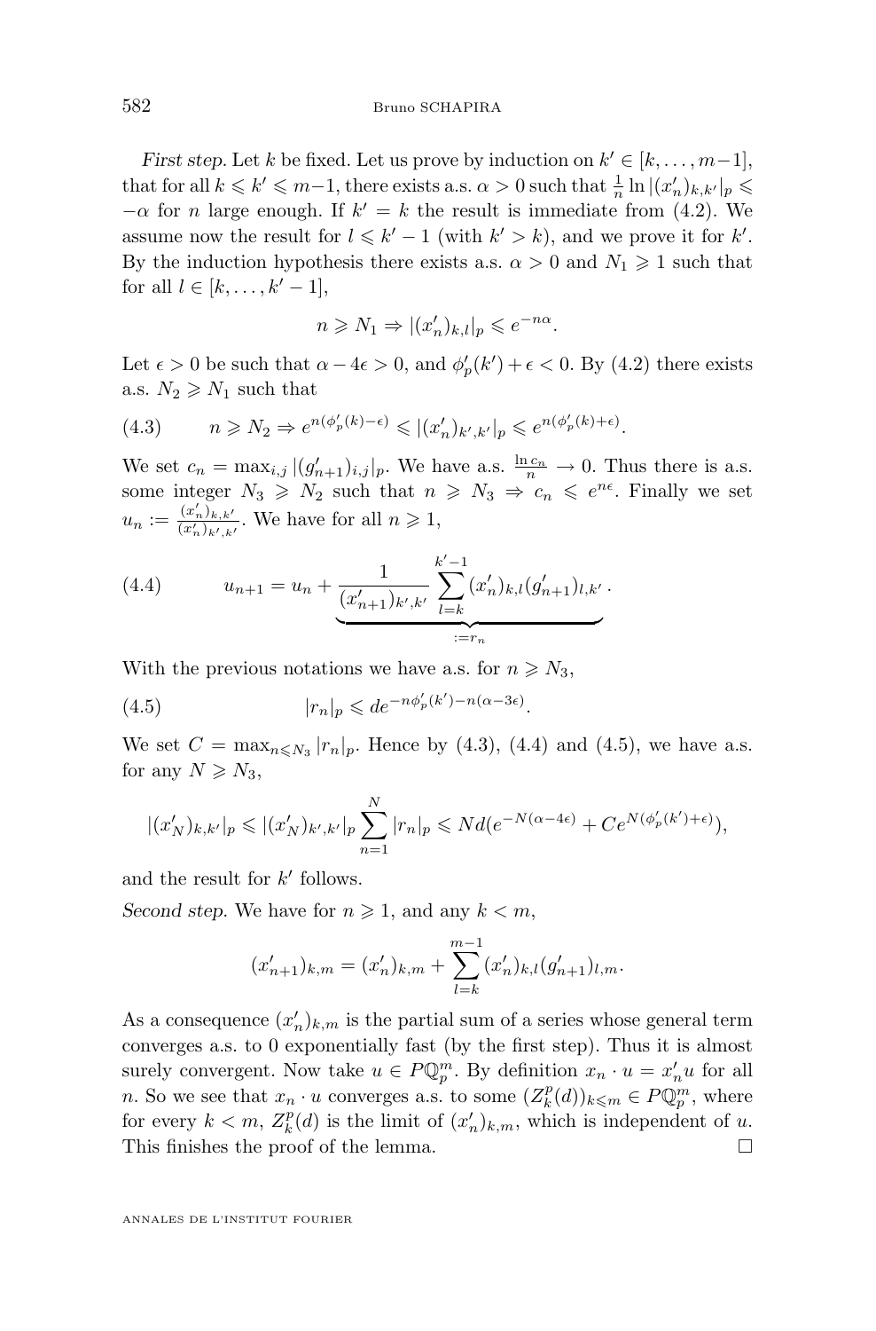*First step.* Let $k$ be fixed. Let us prove by induction on $k' \in [k, \dots, m-1]$, that for all $k \leqslant k' \leqslant m-1$, there exists a.s. $\alpha > 0$ such that $\frac{1}{n} \ln |(x'_n)_{k,k'}|_p \leqslant -\alpha$ for $n$ large enough. If $k' = k$ the result is immediate from (4.2). We assume now the result for $l \leqslant k'-1$ (with $k' > k$), and we prove it for $k'$. By the induction hypothesis there exists a.s. $\alpha > 0$ and $N_1 \geqslant 1$ such that for all $l \in [k, \dots, k'-1]$,

$$n \geqslant N_1 \Rightarrow |(x'_n)_{k,l}|_p \leqslant e^{-n\alpha}.$$

Let $\epsilon > 0$ be such that $\alpha - 4\epsilon > 0$, and $\phi'_p(k') + \epsilon < 0$. By (4.2) there exists a.s. $N_2 \geqslant N_1$ such that

$$n \geqslant N_2 \Rightarrow e^{n(\phi'_p(k)-\epsilon)} \leqslant |(x'_n)_{k',k'}|_p \leqslant e^{n(\phi'_p(k)+\epsilon)}. \tag{4.3}$$

We set $c_n = \max_{i,j} |(g'_{n+1})_{i,j}|_p$. We have a.s. $\frac{\ln c_n}{n} \to 0$. Thus there is a.s. some integer $N_3 \geqslant N_2$ such that $n \geqslant N_3 \Rightarrow c_n \leqslant e^{n\epsilon}$. Finally we set $u_n := \frac{(x'_n)_{k,k'}}{(x'_n)_{k',k'}}$. We have for all $n \geqslant 1$,

$$u_{n+1} = u_n + \underbrace{\frac{1}{(x'_{n+1})_{k',k'}} \sum_{l=k}^{k'-1} (x'_n)_{k,l}(g'_{n+1})_{l,k'}}_{:=r_n}. \tag{4.4}$$

With the previous notations we have a.s. for $n \geqslant N_3$,

$$|r_n|_p \leqslant d e^{-n\phi'_p(k') - n(\alpha - 3\epsilon)}. \tag{4.5}$$

We set $C = \max_{n \leqslant N_3} |r_n|_p$. Hence by (4.3), (4.4) and (4.5), we have a.s. for any $N \geqslant N_3$,

$$|(x'_N)_{k,k'}|_p \leqslant |(x'_N)_{k',k'}|_p \sum_{n=1}^{N} |r_n|_p \leqslant Nd(e^{-N(\alpha-4\epsilon)} + Ce^{N(\phi'_p(k')+\epsilon)}),$$

and the result for $k'$ follows.

*Second step.* We have for $n \geqslant 1$, and any $k < m$,

$$(x'_{n+1})_{k,m} = (x'_n)_{k,m} + \sum_{l=k}^{m-1} (x'_n)_{k,l}(g'_{n+1})_{l,m}.$$

As a consequence $(x'_n)_{k,m}$ is the partial sum of a series whose general term converges a.s. to 0 exponentially fast (by the first step). Thus it is almost surely convergent. Now take $u \in P\mathbb{Q}_p^m$. By definition $x_n \cdot u = x'_n u$ for all $n$. So we see that $x_n \cdot u$ converges a.s. to some $(Z_k^p(d))_{k \leqslant m} \in P\mathbb{Q}_p^m$, where for every $k < m$, $Z_k^p(d)$ is the limit of $(x'_n)_{k,m}$, which is independent of $u$. This finishes the proof of the lemma. □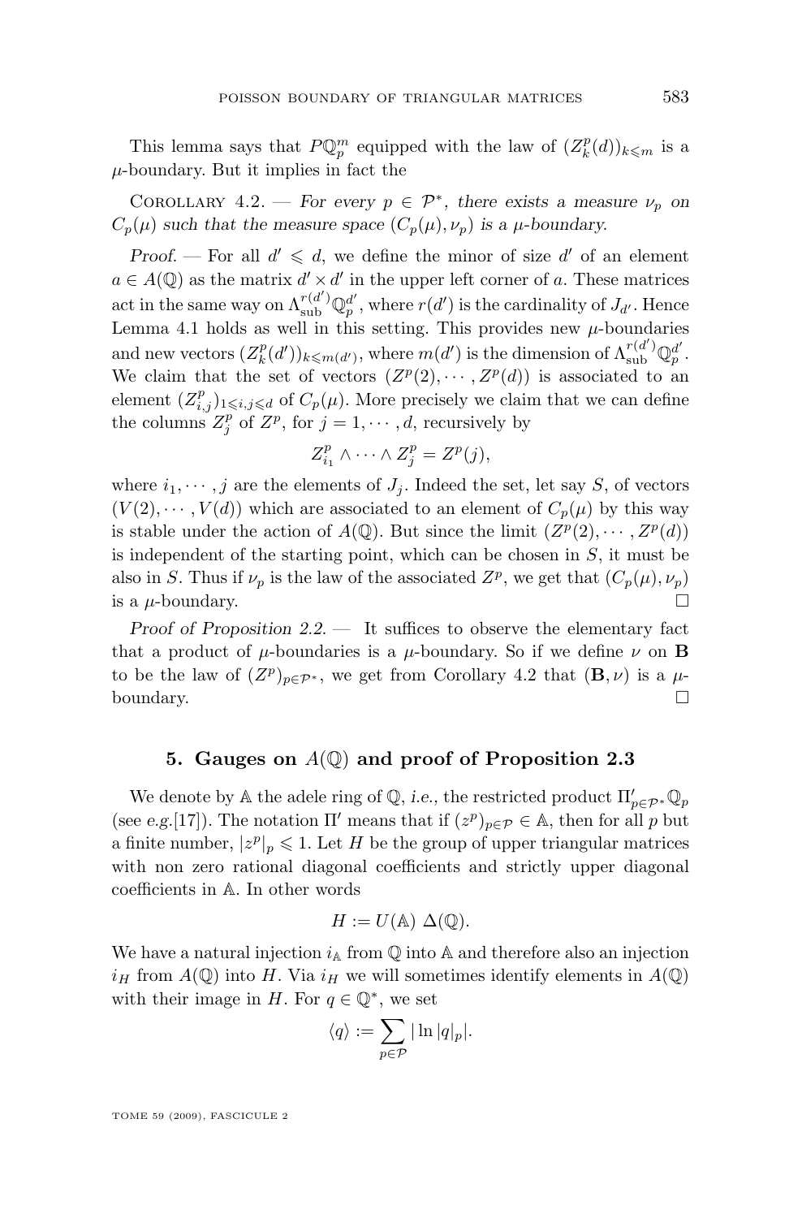This lemma says that $P\mathbb{Q}_p^m$ equipped with the law of $(Z_k^p(d))_{k\leqslant m}$ is a $\mu$-boundary. But it implies in fact the

Corollary 4.2. — *For every $p \in \mathcal{P}^*$, there exists a measure $\nu_p$ on $C_p(\mu)$ such that the measure space $(C_p(\mu), \nu_p)$ is a $\mu$-boundary.*

*Proof.* — For all $d' \leqslant d$, we define the minor of size $d'$ of an element $a \in A(\mathbb{Q})$ as the matrix $d' \times d'$ in the upper left corner of $a$. These matrices act in the same way on $\Lambda_{\text{sub}}^{r(d')}\mathbb{Q}_p^{d'}$, where $r(d')$ is the cardinality of $J_{d'}$. Hence Lemma 4.1 holds as well in this setting. This provides new $\mu$-boundaries and new vectors $(Z_k^p(d'))_{k\leqslant m(d')}$, where $m(d')$ is the dimension of $\Lambda_{\text{sub}}^{r(d')}\mathbb{Q}_p^{d'}$. We claim that the set of vectors $(Z^p(2), \cdots, Z^p(d))$ is associated to an element $(Z_{i,j}^p)_{1\leqslant i,j\leqslant d}$ of $C_p(\mu)$. More precisely we claim that we can define the columns $Z_j^p$ of $Z^p$, for $j = 1, \cdots, d$, recursively by

$$Z_{i_1}^p \wedge \cdots \wedge Z_j^p = Z^p(j),$$

where $i_1, \cdots, j$ are the elements of $J_j$. Indeed the set, let say $S$, of vectors $(V(2), \cdots, V(d))$ which are associated to an element of $C_p(\mu)$ by this way is stable under the action of $A(\mathbb{Q})$. But since the limit $(Z^p(2), \cdots, Z^p(d))$ is independent of the starting point, which can be chosen in $S$, it must be also in $S$. Thus if $\nu_p$ is the law of the associated $Z^p$, we get that $(C_p(\mu), \nu_p)$ is a $\mu$-boundary. □

*Proof of Proposition 2.2.* — It suffices to observe the elementary fact that a product of $\mu$-boundaries is a $\mu$-boundary. So if we define $\nu$ on $\mathbf{B}$ to be the law of $(Z^p)_{p\in\mathcal{P}^*}$, we get from Corollary 4.2 that $(\mathbf{B}, \nu)$ is a $\mu$-boundary. □

## 5. Gauges on $A(\mathbb{Q})$ and proof of Proposition 2.3

We denote by $\mathbb{A}$ the adele ring of $\mathbb{Q}$, *i.e.*, the restricted product $\Pi'_{p\in\mathcal{P}^*}\mathbb{Q}_p$ (see *e.g.*[17]). The notation $\Pi'$ means that if $(z^p)_{p\in\mathcal{P}} \in \mathbb{A}$, then for all $p$ but a finite number, $|z^p|_p \leqslant 1$. Let $H$ be the group of upper triangular matrices with non zero rational diagonal coefficients and strictly upper diagonal coefficients in $\mathbb{A}$. In other words

$$H := U(\mathbb{A})\ \Delta(\mathbb{Q}).$$

We have a natural injection $i_{\mathbb{A}}$ from $\mathbb{Q}$ into $\mathbb{A}$ and therefore also an injection $i_H$ from $A(\mathbb{Q})$ into $H$. Via $i_H$ we will sometimes identify elements in $A(\mathbb{Q})$ with their image in $H$. For $q \in \mathbb{Q}^*$, we set

$$\langle q \rangle := \sum_{p\in\mathcal{P}} |\ln |q|_p|.$$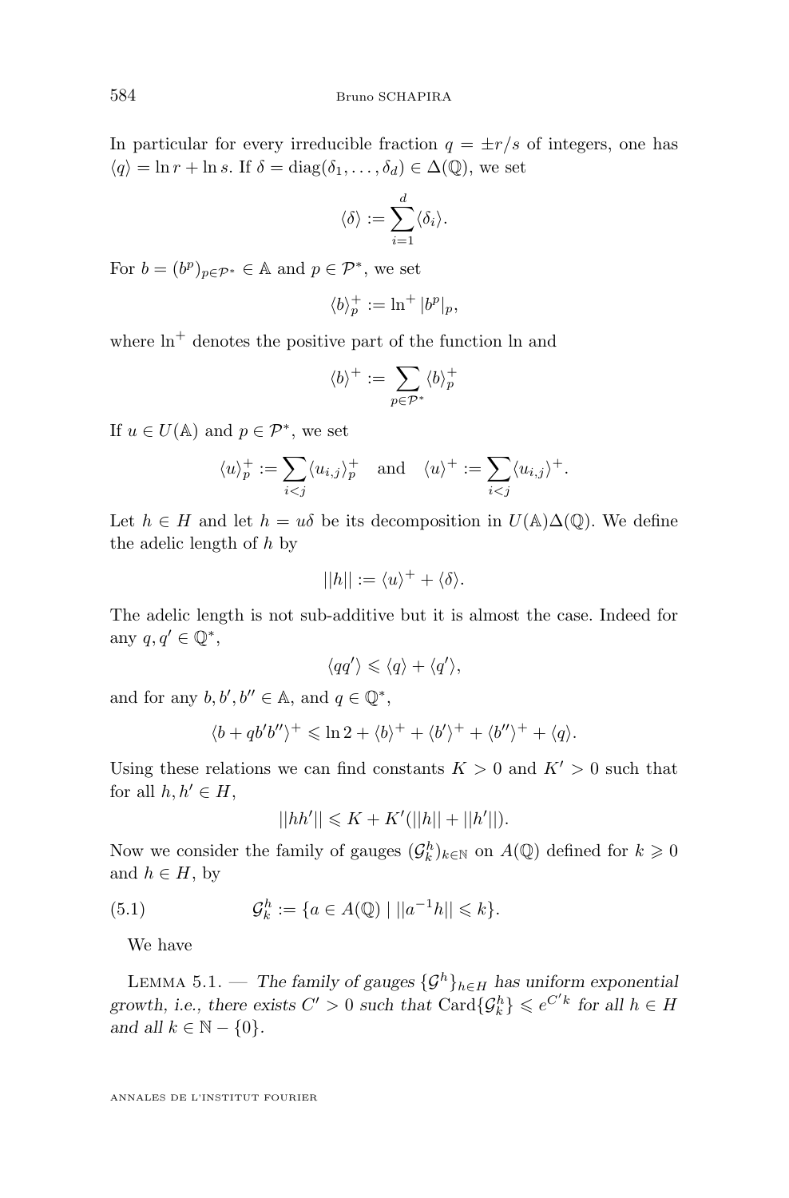In particular for every irreducible fraction $q = \pm r/s$ of integers, one has $\langle q \rangle = \ln r + \ln s$. If $\delta = \mathrm{diag}(\delta_1, \dots, \delta_d) \in \Delta(\mathbb{Q})$, we set

$$\langle \delta \rangle := \sum_{i=1}^{d} \langle \delta_i \rangle.$$

For $b = (b^p)_{p \in \mathcal{P}^*} \in \mathbb{A}$ and $p \in \mathcal{P}^*$, we set

$$\langle b \rangle_p^+ := \ln^+ |b^p|_p,$$

where $\ln^+$ denotes the positive part of the function ln and

$$\langle b \rangle^+ := \sum_{p \in \mathcal{P}^*} \langle b \rangle_p^+$$

If $u \in U(\mathbb{A})$ and $p \in \mathcal{P}^*$, we set

$$\langle u \rangle_p^+ := \sum_{i<j} \langle u_{i,j} \rangle_p^+ \quad \text{and} \quad \langle u \rangle^+ := \sum_{i<j} \langle u_{i,j} \rangle^+.$$

Let $h \in H$ and let $h = u\delta$ be its decomposition in $U(\mathbb{A})\Delta(\mathbb{Q})$. We define the adelic length of $h$ by

$$||h|| := \langle u \rangle^+ + \langle \delta \rangle.$$

The adelic length is not sub-additive but it is almost the case. Indeed for any $q, q' \in \mathbb{Q}^*$,

$$\langle qq' \rangle \leqslant \langle q \rangle + \langle q' \rangle,$$

and for any $b, b', b'' \in \mathbb{A}$, and $q \in \mathbb{Q}^*$,

$$\langle b + qb'b'' \rangle^+ \leqslant \ln 2 + \langle b \rangle^+ + \langle b' \rangle^+ + \langle b'' \rangle^+ + \langle q \rangle.$$

Using these relations we can find constants $K > 0$ and $K' > 0$ such that for all $h, h' \in H$,

$$||hh'|| \leqslant K + K'(||h|| + ||h'||).$$

Now we consider the family of gauges $(\mathcal{G}_k^h)_{k \in \mathbb{N}}$ on $A(\mathbb{Q})$ defined for $k \geqslant 0$ and $h \in H$, by

$$\mathcal{G}_k^h := \{a \in A(\mathbb{Q}) \mid ||a^{-1}h|| \leqslant k\}. \tag{5.1}$$

We have

Lemma 5.1. — *The family of gauges $\{\mathcal{G}^h\}_{h \in H}$ has uniform exponential growth, i.e., there exists $C' > 0$ such that $\mathrm{Card}\{\mathcal{G}_k^h\} \leqslant e^{C'k}$ for all $h \in H$ and all $k \in \mathbb{N} - \{0\}$.*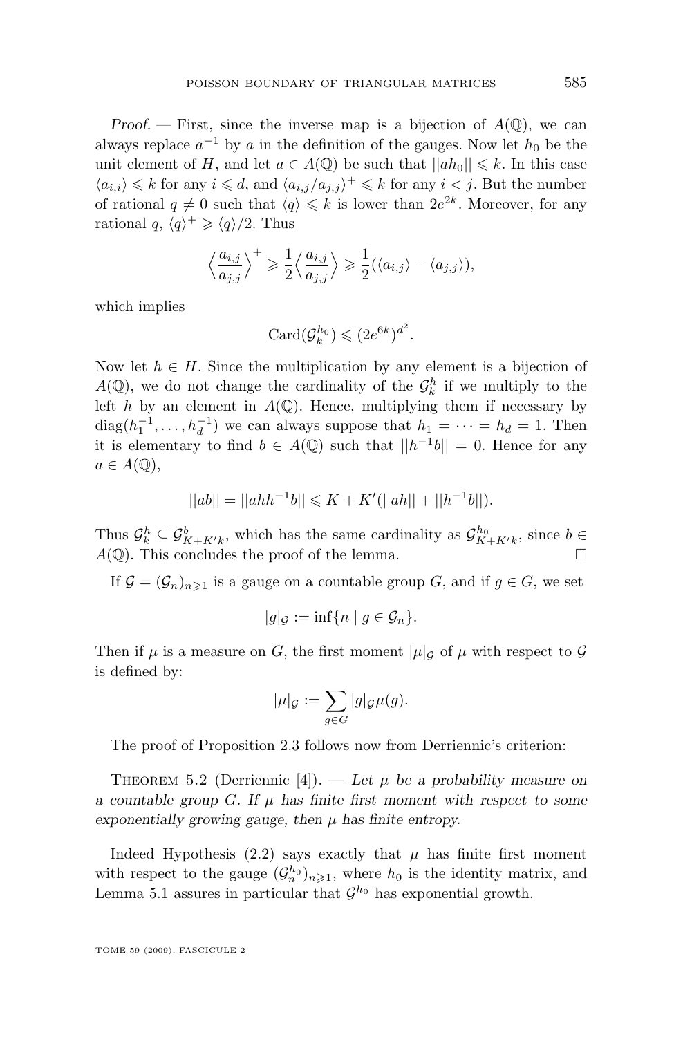*Proof.* — First, since the inverse map is a bijection of $A(\mathbb{Q})$, we can always replace $a^{-1}$ by $a$ in the definition of the gauges. Now let $h_0$ be the unit element of $H$, and let $a \in A(\mathbb{Q})$ be such that $||ah_0|| \leqslant k$. In this case $\langle a_{i,i} \rangle \leqslant k$ for any $i \leqslant d$, and $\langle a_{i,j}/a_{j,j} \rangle^+ \leqslant k$ for any $i < j$. But the number of rational $q \neq 0$ such that $\langle q \rangle \leqslant k$ is lower than $2e^{2k}$. Moreover, for any rational $q$, $\langle q \rangle^+ \geqslant \langle q \rangle /2$. Thus

$$\Big\langle \frac{a_{i,j}}{a_{j,j}} \Big\rangle^+ \geqslant \frac{1}{2} \Big\langle \frac{a_{i,j}}{a_{j,j}} \Big\rangle \geqslant \frac{1}{2}(\langle a_{i,j} \rangle - \langle a_{j,j} \rangle),$$

which implies

$$\mathrm{Card}(\mathcal{G}_k^{h_0}) \leqslant (2e^{6k})^{d^2}.$$

Now let $h \in H$. Since the multiplication by any element is a bijection of $A(\mathbb{Q})$, we do not change the cardinality of the $\mathcal{G}_k^h$ if we multiply to the left $h$ by an element in $A(\mathbb{Q})$. Hence, multiplying them if necessary by $\mathrm{diag}(h_1^{-1}, \dots, h_d^{-1})$ we can always suppose that $h_1 = \dots = h_d = 1$. Then it is elementary to find $b \in A(\mathbb{Q})$ such that $||h^{-1}b|| = 0$. Hence for any $a \in A(\mathbb{Q})$,

$$||ab|| = ||ahh^{-1}b|| \leqslant K + K'(||ah|| + ||h^{-1}b||).$$

Thus $\mathcal{G}_k^h \subseteq \mathcal{G}_{K+K'k}^b$, which has the same cardinality as $\mathcal{G}_{K+K'k}^{h_0}$, since $b \in A(\mathbb{Q})$. This concludes the proof of the lemma. $\square$

If $\mathcal{G} = (\mathcal{G}_n)_{n \geqslant 1}$ is a gauge on a countable group $G$, and if $g \in G$, we set

$$|g|_{\mathcal{G}} := \inf\{n \mid g \in \mathcal{G}_n\}.$$

Then if $\mu$ is a measure on $G$, the first moment $|\mu|_{\mathcal{G}}$ of $\mu$ with respect to $\mathcal{G}$ is defined by:

$$|\mu|_{\mathcal{G}} := \sum_{g \in G} |g|_{\mathcal{G}} \mu(g).$$

The proof of Proposition 2.3 follows now from Derriennic's criterion:

Theorem 5.2 (Derriennic [4]). — *Let $\mu$ be a probability measure on a countable group $G$. If $\mu$ has finite first moment with respect to some exponentially growing gauge, then $\mu$ has finite entropy.*

Indeed Hypothesis (2.2) says exactly that $\mu$ has finite first moment with respect to the gauge $(\mathcal{G}_n^{h_0})_{n \geqslant 1}$, where $h_0$ is the identity matrix, and Lemma 5.1 assures in particular that $\mathcal{G}^{h_0}$ has exponential growth.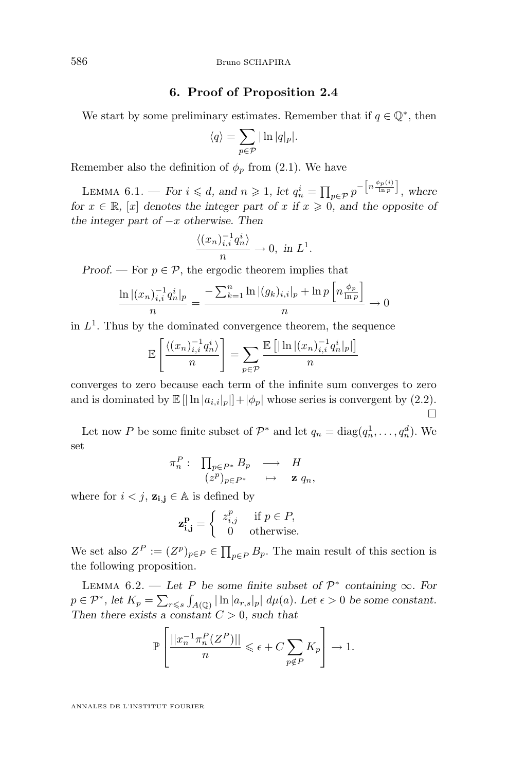## 6. Proof of Proposition 2.4

We start by some preliminary estimates. Remember that if $q \in \mathbb{Q}^*$, then

$$\langle q \rangle = \sum_{p\in\mathcal{P}} |\ln |q|_p|.$$

Remember also the definition of $\phi_p$ from (2.1). We have

Lemma 6.1. — *For $i \leqslant d$, and $n \geqslant 1$, let $q_n^i = \prod_{p\in\mathcal{P}} p^{-\left[n\frac{\phi_p(i)}{\ln p}\right]}$, where for $x \in \mathbb{R}$, $[x]$ denotes the integer part of $x$ if $x \geqslant 0$, and the opposite of the integer part of $-x$ otherwise. Then*

$$\frac{\langle (x_n)_{i,i}^{-1} q_n^i \rangle}{n} \to 0, \text{ in } L^1.$$

*Proof.* — For $p \in \mathcal{P}$, the ergodic theorem implies that

$$\frac{\ln |(x_n)_{i,i}^{-1} q_n^i|_p}{n} = \frac{-\sum_{k=1}^n \ln |(g_k)_{i,i}|_p + \ln p \left[n\frac{\phi_p}{\ln p}\right]}{n} \to 0$$

in $L^1$. Thus by the dominated convergence theorem, the sequence

$$\mathbb{E}\left[\frac{\langle (x_n)_{i,i}^{-1} q_n^i \rangle}{n}\right] = \sum_{p\in\mathcal{P}} \frac{\mathbb{E}\left[|\ln |(x_n)_{i,i}^{-1} q_n^i|_p|\right]}{n}$$

converges to zero because each term of the infinite sum converges to zero and is dominated by $\mathbb{E}\left[|\ln |a_{i,i}|_p|\right] + |\phi_p|$ whose series is convergent by (2.2). $\square$

Let now $P$ be some finite subset of $\mathcal{P}^*$ and let $q_n = \mathrm{diag}(q_n^1, \dots, q_n^d)$. We set

$$\begin{array}{rccc} \pi_n^P : & \prod_{p\in P^*} B_p & \longrightarrow & H \\ & (z^p)_{p\in P^*} & \mapsto & \mathbf{z}\, q_n, \end{array}$$

where for $i < j$, $\mathbf{z_{i,j}} \in \mathbb{A}$ is defined by

$$\mathbf{z^P_{i,j}} = \begin{cases} z^p_{i,j} & \text{if } p \in P, \\ 0 & \text{otherwise.} \end{cases}$$

We set also $Z^P := (Z^p)_{p\in P} \in \prod_{p\in P} B_p$. The main result of this section is the following proposition.

Lemma 6.2. — *Let $P$ be some finite subset of $\mathcal{P}^*$ containing $\infty$. For $p \in \mathcal{P}^*$, let $K_p = \sum_{r\leqslant s} \int_{A(\mathbb{Q})} |\ln |a_{r,s}|_p| \, d\mu(a)$. Let $\epsilon > 0$ be some constant. Then there exists a constant $C > 0$, such that*

$$\mathbb{P}\left[\frac{||x_n^{-1}\pi_n^P(Z^P)||}{n} \leqslant \epsilon + C\sum_{p\notin P} K_p\right] \to 1.$$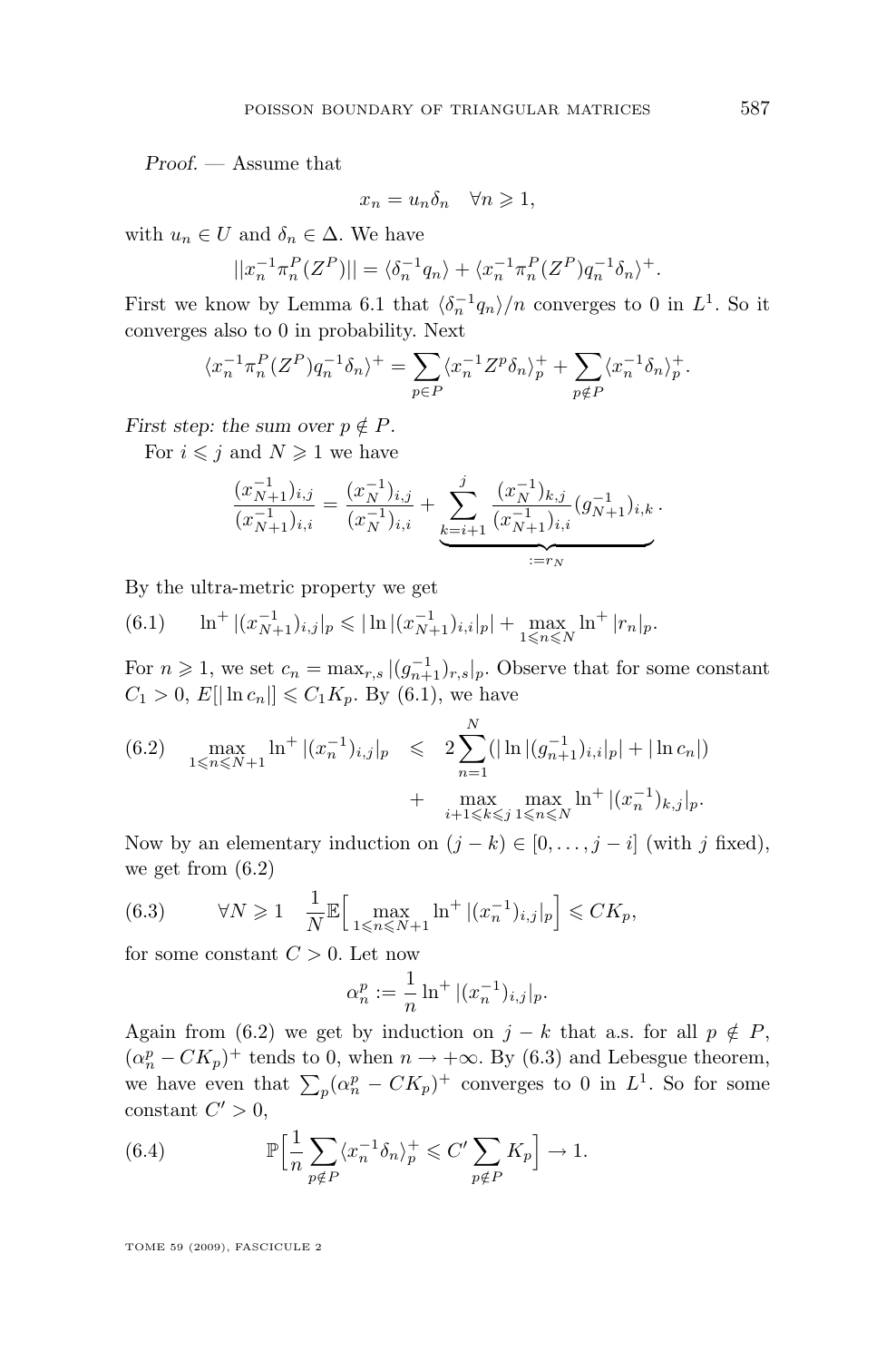*Proof*. — Assume that

$$x_n = u_n \delta_n \quad \forall n \geqslant 1,$$

with $u_n \in U$ and $\delta_n \in \Delta$. We have

$$||x_n^{-1} \pi_n^P(Z^P)|| = \langle \delta_n^{-1} q_n \rangle + \langle x_n^{-1} \pi_n^P(Z^P) q_n^{-1} \delta_n \rangle^+.$$

First we know by Lemma 6.1 that $\langle \delta_n^{-1} q_n \rangle / n$ converges to 0 in $L^1$. So it converges also to 0 in probability. Next

$$\langle x_n^{-1} \pi_n^P(Z^P) q_n^{-1} \delta_n \rangle^+ = \sum_{p \in P} \langle x_n^{-1} Z^p \delta_n \rangle_p^+ + \sum_{p \notin P} \langle x_n^{-1} \delta_n \rangle_p^+.$$

*First step: the sum over $p \notin P$.*

For $i \leqslant j$ and $N \geqslant 1$ we have

$$\frac{(x_{N+1}^{-1})_{i,j}}{(x_{N+1}^{-1})_{i,i}} = \frac{(x_N^{-1})_{i,j}}{(x_N^{-1})_{i,i}} + \underbrace{\sum_{k=i+1}^{j} \frac{(x_N^{-1})_{k,j}}{(x_{N+1}^{-1})_{i,i}} (g_{N+1}^{-1})_{i,k}}_{:= r_N}.$$

By the ultra-metric property we get

$$\ln^+ |(x_{N+1}^{-1})_{i,j}|_p \leqslant |\ln |(x_{N+1}^{-1})_{i,i}|_p| + \max_{1 \leqslant n \leqslant N} \ln^+ |r_n|_p. \tag{6.1}$$

For $n \geqslant 1$, we set $c_n = \max_{r,s} |(g_{n+1}^{-1})_{r,s}|_p$. Observe that for some constant $C_1 > 0$, $E[|\ln c_n|] \leqslant C_1 K_p$. By (6.1), we have

$$\max_{1 \leqslant n \leqslant N+1} \ln^+ |(x_n^{-1})_{i,j}|_p \leqslant 2 \sum_{n=1}^{N} (|\ln |(g_{n+1}^{-1})_{i,i}|_p| + |\ln c_n|) + \max_{i+1 \leqslant k \leqslant j} \max_{1 \leqslant n \leqslant N} \ln^+ |(x_n^{-1})_{k,j}|_p. \tag{6.2}$$

Now by an elementary induction on $(j-k) \in [0, \ldots, j-i]$ (with $j$ fixed), we get from (6.2)

$$\forall N \geqslant 1 \quad \frac{1}{N} \mathbb{E}\Big[ \max_{1 \leqslant n \leqslant N+1} \ln^+ |(x_n^{-1})_{i,j}|_p \Big] \leqslant C K_p, \tag{6.3}$$

for some constant $C > 0$. Let now

$$\alpha_n^p := \frac{1}{n} \ln^+ |(x_n^{-1})_{i,j}|_p.$$

Again from (6.2) we get by induction on $j - k$ that a.s. for all $p \notin P$, $(\alpha_n^p - CK_p)^+$ tends to 0, when $n \to +\infty$. By (6.3) and Lebesgue theorem, we have even that $\sum_p (\alpha_n^p - CK_p)^+$ converges to 0 in $L^1$. So for some constant $C' > 0$,

$$\mathbb{P}\Big[ \frac{1}{n} \sum_{p \notin P} \langle x_n^{-1} \delta_n \rangle_p^+ \leqslant C' \sum_{p \notin P} K_p \Big] \to 1. \tag{6.4}$$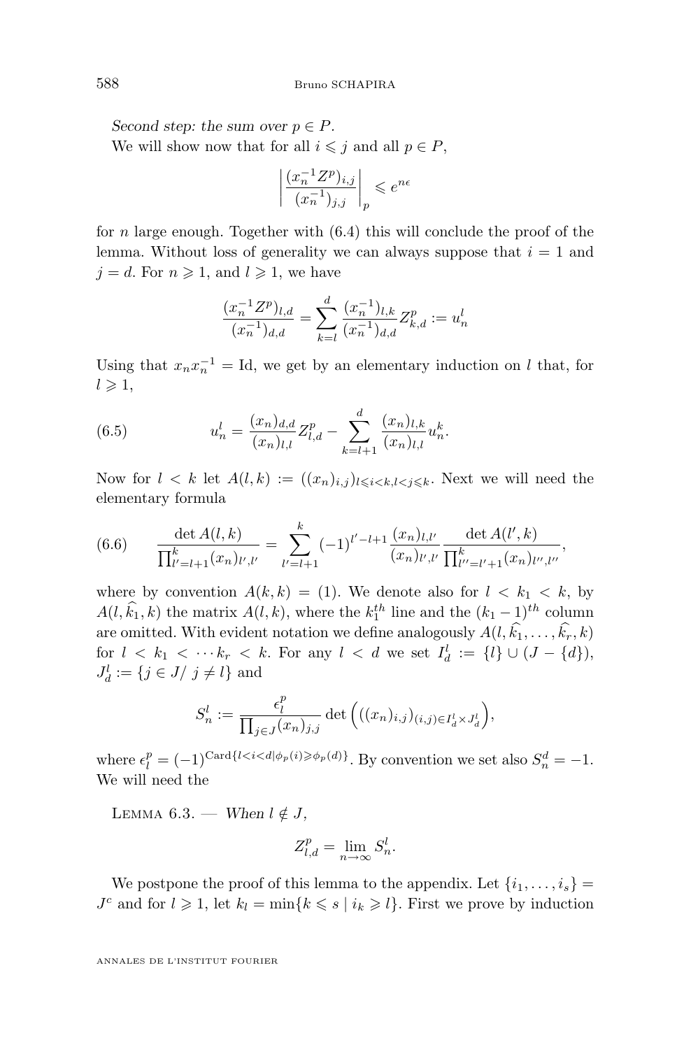*Second step: the sum over $p \in P$.*

We will show now that for all $i \leqslant j$ and all $p \in P$,

$$\left| \frac{(x_n^{-1} Z^p)_{i,j}}{(x_n^{-1})_{j,j}} \right|_p \leqslant e^{n\epsilon}$$

for $n$ large enough. Together with (6.4) this will conclude the proof of the lemma. Without loss of generality we can always suppose that $i = 1$ and $j = d$. For $n \geqslant 1$, and $l \geqslant 1$, we have

$$\frac{(x_n^{-1} Z^p)_{l,d}}{(x_n^{-1})_{d,d}} = \sum_{k=l}^{d} \frac{(x_n^{-1})_{l,k}}{(x_n^{-1})_{d,d}} Z_{k,d}^p := u_n^l$$

Using that $x_n x_n^{-1} = \mathrm{Id}$, we get by an elementary induction on $l$ that, for $l \geqslant 1$,

$$u_n^l = \frac{(x_n)_{d,d}}{(x_n)_{l,l}} Z_{l,d}^p - \sum_{k=l+1}^{d} \frac{(x_n)_{l,k}}{(x_n)_{l,l}} u_n^k. \tag{6.5}$$

Now for $l < k$ let $A(l,k) := ((x_n)_{i,j})_{l \leqslant i < k, l < j \leqslant k}$. Next we will need the elementary formula

$$\frac{\det A(l,k)}{\prod_{l'=l+1}^{k} (x_n)_{l',l'}} = \sum_{l'=l+1}^{k} (-1)^{l'-l+1} \frac{(x_n)_{l,l'}}{(x_n)_{l',l'}} \frac{\det A(l',k)}{\prod_{l''=l'+1}^{k} (x_n)_{l'',l''}}, \tag{6.6}$$

where by convention $A(k,k) = (1)$. We denote also for $l < k_1 < k$, by $A(l, \widehat{k_1}, k)$ the matrix $A(l,k)$, where the $k_1^{th}$ line and the $(k_1 - 1)^{th}$ column are omitted. With evident notation we define analogously $A(l, \widehat{k_1}, \dots, \widehat{k_r}, k)$ for $l < k_1 < \cdots k_r < k$. For any $l < d$ we set $I_d^l := \{l\} \cup (J - \{d\})$, $J_d^l := \{j \in J / \ j \neq l\}$ and

$$S_n^l := \frac{\epsilon_l^p}{\prod_{j \in J} (x_n)_{j,j}} \det \Big( ((x_n)_{i,j})_{(i,j) \in I_d^l \times J_d^l} \Big),$$

where $\epsilon_l^p = (-1)^{\mathrm{Card}\{l < i < d | \phi_p(i) \geqslant \phi_p(d)\}}$. By convention we set also $S_n^d = -1$. We will need the

Lemma 6.3. — *When $l \notin J$,*

$$Z_{l,d}^p = \lim_{n \to \infty} S_n^l.$$

We postpone the proof of this lemma to the appendix. Let $\{i_1, \dots, i_s\} = J^c$ and for $l \geqslant 1$, let $k_l = \min\{k \leqslant s \mid i_k \geqslant l\}$. First we prove by induction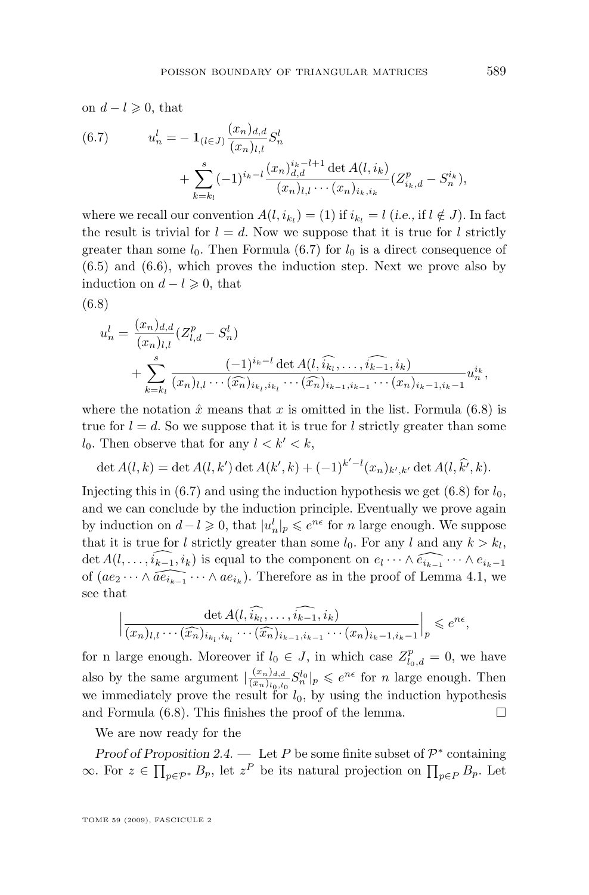on $d-l \geqslant 0$, that

$$
\tag{6.7} u_n^l = -\mathbf{1}_{(l\in J)} \frac{(x_n)_{d,d}}{(x_n)_{l,l}} S_n^l + \sum_{k=k_l}^{s} (-1)^{i_k - l} \frac{(x_n)_{d,d}^{i_k-l+1} \det A(l,i_k)}{(x_n)_{l,l}\cdots (x_n)_{i_k,i_k}} (Z^p_{i_k,d} - S_n^{i_k}),
$$

where we recall our convention $A(l,i_{k_l}) = (1)$ if $i_{k_l} = l$ (*i.e.*, if $l \notin J$). In fact the result is trivial for $l = d$. Now we suppose that it is true for $l$ strictly greater than some $l_0$. Then Formula (6.7) for $l_0$ is a direct consequence of (6.5) and (6.6), which proves the induction step. Next we prove also by induction on $d-l \geqslant 0$, that

(6.8)

$$
u_n^l = \frac{(x_n)_{d,d}}{(x_n)_{l,l}}(Z^p_{l,d} - S_n^l) + \sum_{k=k_l}^{s} \frac{(-1)^{i_k-l} \det A(l,\widehat{i_{k_l}},\dots,\widehat{i_{k-1}},i_k)}{(x_n)_{l,l}\cdots \widehat{(x_n)}_{i_{k_l},i_{k_l}} \cdots \widehat{(x_n)}_{i_{k-1},i_{k-1}} \cdots (x_n)_{i_k-1,i_k-1}} u_n^{i_k},
$$

where the notation $\hat{x}$ means that $x$ is omitted in the list. Formula (6.8) is true for $l = d$. So we suppose that it is true for $l$ strictly greater than some $l_0$. Then observe that for any $l < k' < k$,

$$
\det A(l,k) = \det A(l,k') \det A(k',k) + (-1)^{k'-l} (x_n)_{k',k'} \det A(l,\widehat{k'},k).
$$

Injecting this in (6.7) and using the induction hypothesis we get (6.8) for $l_0$, and we can conclude by the induction principle. Eventually we prove again by induction on $d-l \geqslant 0$, that $|u_n^l|_p \leqslant e^{n\epsilon}$ for $n$ large enough. We suppose that it is true for $l$ strictly greater than some $l_0$. For any $l$ and any $k > k_l$, $\det A(l,\dots,\widehat{i_{k-1}},i_k)$ is equal to the component on $e_l \cdots \wedge \widehat{e_{i_{k-1}}} \cdots \wedge e_{i_k-1}$ of $(ae_2 \cdots \wedge \widehat{ae_{i_{k-1}}} \cdots \wedge ae_{i_k})$. Therefore as in the proof of Lemma 4.1, we see that

$$
\Big| \frac{\det A(l,\widehat{i_{k_l}},\dots,\widehat{i_{k-1}},i_k)}{(x_n)_{l,l}\cdots \widehat{(x_n)}_{i_{k_l},i_{k_l}} \cdots \widehat{(x_n)}_{i_{k-1},i_{k-1}} \cdots (x_n)_{i_k-1,i_k-1}} \Big|_p \leqslant e^{n\epsilon},
$$

for n large enough. Moreover if $l_0 \in J$, in which case $Z^p_{l_0,d} = 0$, we have also by the same argument $|\frac{(x_n)_{d,d}}{(x_n)_{l_0,l_0}} S_n^{l_0}|_p \leqslant e^{n\epsilon}$ for $n$ large enough. Then we immediately prove the result for $l_0$, by using the induction hypothesis and Formula (6.8). This finishes the proof of the lemma. $\square$

We are now ready for the

*Proof of Proposition 2.4.* — Let $P$ be some finite subset of $\mathcal{P}^*$ containing $\infty$. For $z \in \prod_{p\in\mathcal{P}^*} B_p$, let $z^P$ be its natural projection on $\prod_{p\in P} B_p$. Let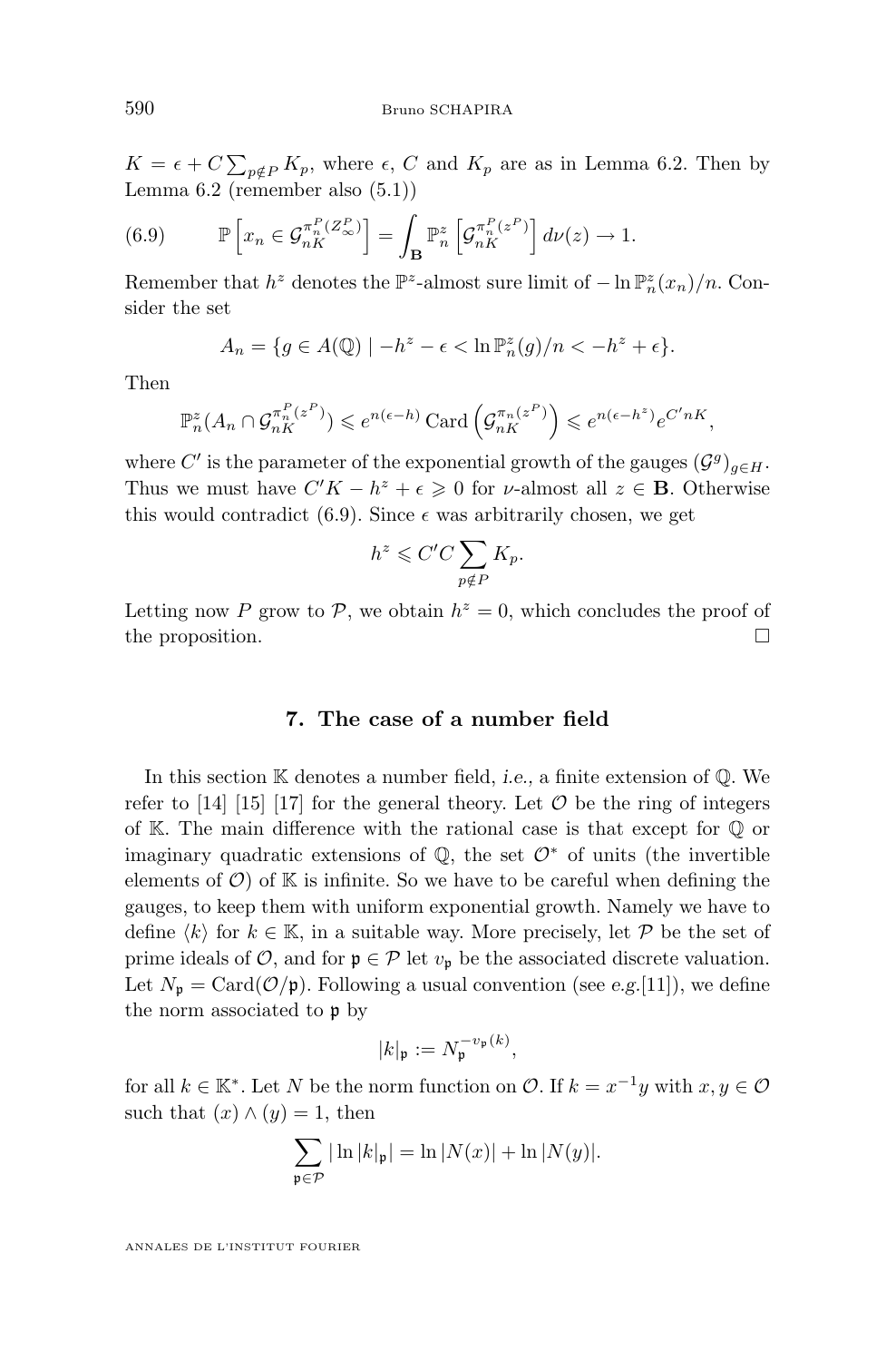$K = \epsilon + C\sum_{p\notin P} K_p$, where $\epsilon$, $C$ and $K_p$ are as in Lemma 6.2. Then by Lemma 6.2 (remember also (5.1))

$$\mathbb{P}\left[x_n \in \mathcal{G}_{nK}^{\pi_n^P(Z_\infty^P)}\right] = \int_{\mathbf{B}} \mathbb{P}_n^z\left[\mathcal{G}_{nK}^{\pi_n^P(z^P)}\right] d\nu(z) \to 1. \tag{6.9}$$

Remember that $h^z$ denotes the $\mathbb{P}^z$-almost sure limit of $-\ln \mathbb{P}_n^z(x_n)/n$. Consider the set

$$A_n = \{g \in A(\mathbb{Q}) \mid -h^z - \epsilon < \ln \mathbb{P}_n^z(g)/n < -h^z + \epsilon\}.$$

Then

$$\mathbb{P}_n^z(A_n \cap \mathcal{G}_{nK}^{\pi_n^P(z^P)}) \leqslant e^{n(\epsilon - h)} \operatorname{Card}\left(\mathcal{G}_{nK}^{\pi_n(z^P)}\right) \leqslant e^{n(\epsilon - h^z)} e^{C'nK},$$

where $C'$ is the parameter of the exponential growth of the gauges $(\mathcal{G}^g)_{g\in H}$. Thus we must have $C'K - h^z + \epsilon \geqslant 0$ for $\nu$-almost all $z \in \mathbf{B}$. Otherwise this would contradict (6.9). Since $\epsilon$ was arbitrarily chosen, we get

$$h^z \leqslant C'C\sum_{p\notin P} K_p.$$

Letting now $P$ grow to $\mathcal{P}$, we obtain $h^z = 0$, which concludes the proof of the proposition. □

## 7. The case of a number field

In this section $\mathbb{K}$ denotes a number field, *i.e.*, a finite extension of $\mathbb{Q}$. We refer to [14] [15] [17] for the general theory. Let $\mathcal{O}$ be the ring of integers of $\mathbb{K}$. The main difference with the rational case is that except for $\mathbb{Q}$ or imaginary quadratic extensions of $\mathbb{Q}$, the set $\mathcal{O}^*$ of units (the invertible elements of $\mathcal{O}$) of $\mathbb{K}$ is infinite. So we have to be careful when defining the gauges, to keep them with uniform exponential growth. Namely we have to define $\langle k\rangle$ for $k \in \mathbb{K}$, in a suitable way. More precisely, let $\mathcal{P}$ be the set of prime ideals of $\mathcal{O}$, and for $\mathfrak{p} \in \mathcal{P}$ let $v_\mathfrak{p}$ be the associated discrete valuation. Let $N_\mathfrak{p} = \operatorname{Card}(\mathcal{O}/\mathfrak{p})$. Following a usual convention (see *e.g.*[11]), we define the norm associated to $\mathfrak{p}$ by

$$|k|_\mathfrak{p} := N_\mathfrak{p}^{-v_\mathfrak{p}(k)},$$

for all $k \in \mathbb{K}^*$. Let $N$ be the norm function on $\mathcal{O}$. If $k = x^{-1}y$ with $x, y \in \mathcal{O}$ such that $(x) \wedge (y) = 1$, then

$$\sum_{\mathfrak{p}\in\mathcal{P}} |\ln |k|_\mathfrak{p}| = \ln |N(x)| + \ln |N(y)|.$$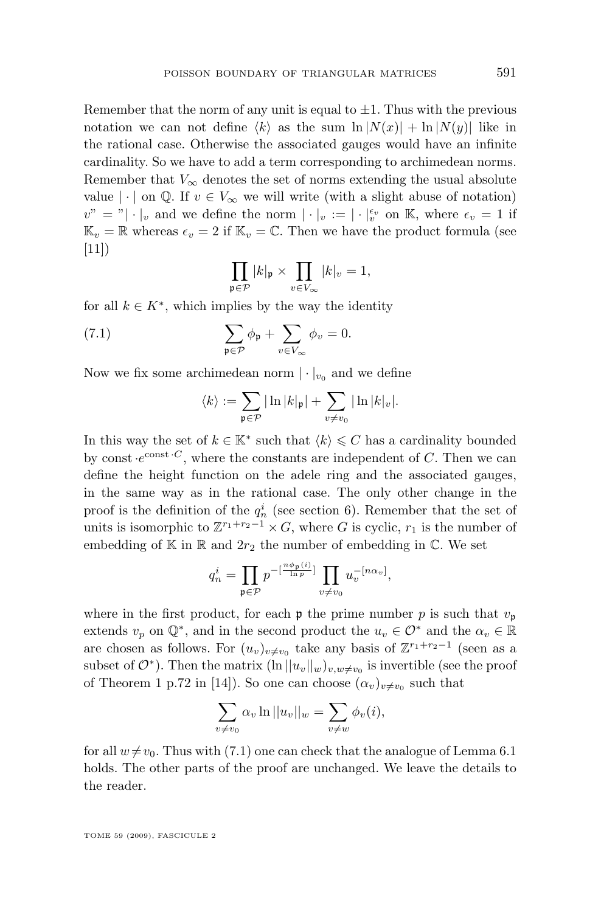Remember that the norm of any unit is equal to $\pm 1$. Thus with the previous notation we can not define $\langle k\rangle$ as the sum $\ln|N(x)| + \ln|N(y)|$ like in the rational case. Otherwise the associated gauges would have an infinite cardinality. So we have to add a term corresponding to archimedean norms. Remember that $V_\infty$ denotes the set of norms extending the usual absolute value $|\cdot|$ on $\mathbb{Q}$. If $v \in V_\infty$ we will write (with a slight abuse of notation) $v" = "|\cdot|_v$ and we define the norm $|\cdot|_v := |\cdot|_v^{\epsilon_v}$ on $\mathbb{K}$, where $\epsilon_v = 1$ if $\mathbb{K}_v = \mathbb{R}$ whereas $\epsilon_v = 2$ if $\mathbb{K}_v = \mathbb{C}$. Then we have the product formula (see [11])

$$\prod_{\mathfrak{p}\in\mathcal{P}} |k|_{\mathfrak{p}} \times \prod_{v\in V_\infty} |k|_v = 1,$$

for all $k \in K^*$, which implies by the way the identity

$$\sum_{\mathfrak{p}\in\mathcal{P}} \phi_{\mathfrak{p}} + \sum_{v\in V_\infty} \phi_v = 0. \tag{7.1}$$

Now we fix some archimedean norm $|\cdot|_{v_0}$ and we define

$$\langle k\rangle := \sum_{\mathfrak{p}\in\mathcal{P}} |\ln|k|_{\mathfrak{p}}| + \sum_{v\neq v_0} |\ln|k|_v|.$$

In this way the set of $k \in \mathbb{K}^*$ such that $\langle k\rangle \leqslant C$ has a cardinality bounded by $\mathrm{const}\cdot e^{\mathrm{const}\cdot C}$, where the constants are independent of $C$. Then we can define the height function on the adele ring and the associated gauges, in the same way as in the rational case. The only other change in the proof is the definition of the $q_n^i$ (see section 6). Remember that the set of units is isomorphic to $\mathbb{Z}^{r_1+r_2-1}\times G$, where $G$ is cyclic, $r_1$ is the number of embedding of $\mathbb{K}$ in $\mathbb{R}$ and $2r_2$ the number of embedding in $\mathbb{C}$. We set

$$q_n^i = \prod_{\mathfrak{p}\in\mathcal{P}} p^{-[\frac{n\phi_{\mathfrak{p}}(i)}{\ln p}]} \prod_{v\neq v_0} u_v^{-[n\alpha_v]},$$

where in the first product, for each $\mathfrak{p}$ the prime number $p$ is such that $v_{\mathfrak{p}}$ extends $v_p$ on $\mathbb{Q}^*$, and in the second product the $u_v \in \mathcal{O}^*$ and the $\alpha_v \in \mathbb{R}$ are chosen as follows. For $(u_v)_{v\neq v_0}$ take any basis of $\mathbb{Z}^{r_1+r_2-1}$ (seen as a subset of $\mathcal{O}^*$). Then the matrix $(\ln||u_v||_w)_{v,w\neq v_0}$ is invertible (see the proof of Theorem 1 p.72 in [14]). So one can choose $(\alpha_v)_{v\neq v_0}$ such that

$$\sum_{v\neq v_0} \alpha_v \ln||u_v||_w = \sum_{v\neq w} \phi_v(i),$$

for all $w\neq v_0$. Thus with (7.1) one can check that the analogue of Lemma 6.1 holds. The other parts of the proof are unchanged. We leave the details to the reader.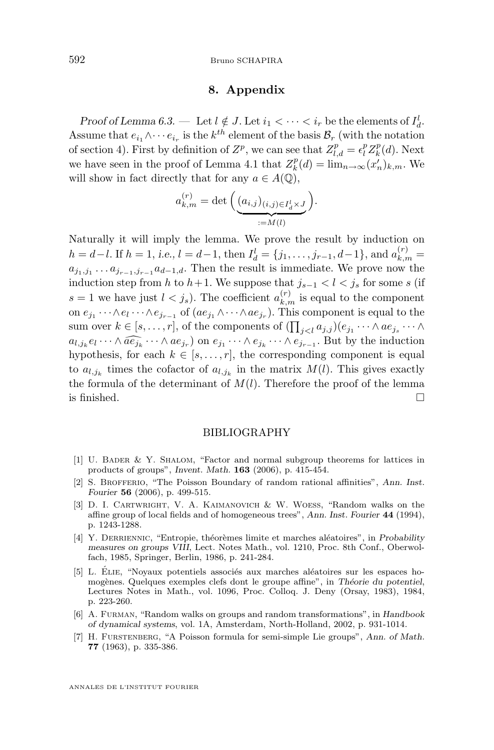## 8. Appendix

*Proof of Lemma 6.3.* — Let $l \notin J$. Let $i_1 < \cdots < i_r$ be the elements of $I_d^l$. Assume that $e_{i_1} \wedge \cdots e_{i_r}$ is the $k^{th}$ element of the basis $\mathcal{B}_r$ (with the notation of section 4). First by definition of $Z^p$, we can see that $Z_{l,d}^p = \epsilon_l^p Z_k^p(d)$. Next we have seen in the proof of Lemma 4.1 that $Z_k^p(d) = \lim_{n\to\infty}(x_n')_{k,m}$. We will show in fact directly that for any $a \in A(\mathbb{Q})$,

$$a_{k,m}^{(r)} = \det\Big(\underbrace{(a_{i,j})_{(i,j)\in I_d^l \times J}}_{:=M(l)}\Big).$$

Naturally it will imply the lemma. We prove the result by induction on $h = d-l$. If $h = 1$, *i.e.*, $l = d-1$, then $I_d^l = \{j_1, \ldots, j_{r-1}, d-1\}$, and $a_{k,m}^{(r)} = a_{j_1,j_1} \ldots a_{j_{r-1},j_{r-1}} a_{d-1,d}$. Then the result is immediate. We prove now the induction step from $h$ to $h+1$. We suppose that $j_{s-1} < l < j_s$ for some $s$ (if $s = 1$ we have just $l < j_s$). The coefficient $a_{k,m}^{(r)}$ is equal to the component on $e_{j_1} \cdots \wedge e_l \cdots \wedge e_{j_{r-1}}$ of $(ae_{j_1} \wedge \cdots \wedge ae_{j_r})$. This component is equal to the sum over $k \in [s, \ldots, r]$, of the components of $(\prod_{j<l} a_{j,j})(e_{j_1} \cdots \wedge ae_{j_s} \cdots \wedge a_{l,j_k} e_l \cdots \wedge \widehat{ae_{j_k}} \cdots \wedge ae_{j_r})$ on $e_{j_1} \cdots \wedge e_{j_k} \cdots \wedge e_{j_{r-1}}$. But by the induction hypothesis, for each $k \in [s, \ldots, r]$, the corresponding component is equal to $a_{l,j_k}$ times the cofactor of $a_{l,j_k}$ in the matrix $M(l)$. This gives exactly the formula of the determinant of $M(l)$. Therefore the proof of the lemma is finished. □

## BIBLIOGRAPHY

[1] U. Bader & Y. Shalom, "Factor and normal subgroup theorems for lattices in products of groups", *Invent. Math.* **163** (2006), p. 415-454.

[2] S. Brofferio, "The Poisson Boundary of random rational affinities", *Ann. Inst. Fourier* **56** (2006), p. 499-515.

[3] D. I. Cartwright, V. A. Kaimanovich & W. Woess, "Random walks on the affine group of local fields and of homogeneous trees", *Ann. Inst. Fourier* **44** (1994), p. 1243-1288.

[4] Y. Derriennic, "Entropie, théorèmes limite et marches aléatoires", in *Probability measures on groups VIII*, Lect. Notes Math., vol. 1210, Proc. 8th Conf., Oberwolfach, 1985, Springer, Berlin, 1986, p. 241-284.

[5] L. Élie, "Noyaux potentiels associés aux marches aléatoires sur les espaces homogènes. Quelques exemples clefs dont le groupe affine", in *Théorie du potentiel*, Lectures Notes in Math., vol. 1096, Proc. Colloq. J. Deny (Orsay, 1983), 1984, p. 223-260.

[6] A. Furman, "Random walks on groups and random transformations", in *Handbook of dynamical systems*, vol. 1A, Amsterdam, North-Holland, 2002, p. 931-1014.

[7] H. Furstenberg, "A Poisson formula for semi-simple Lie groups", *Ann. of Math.* **77** (1963), p. 335-386.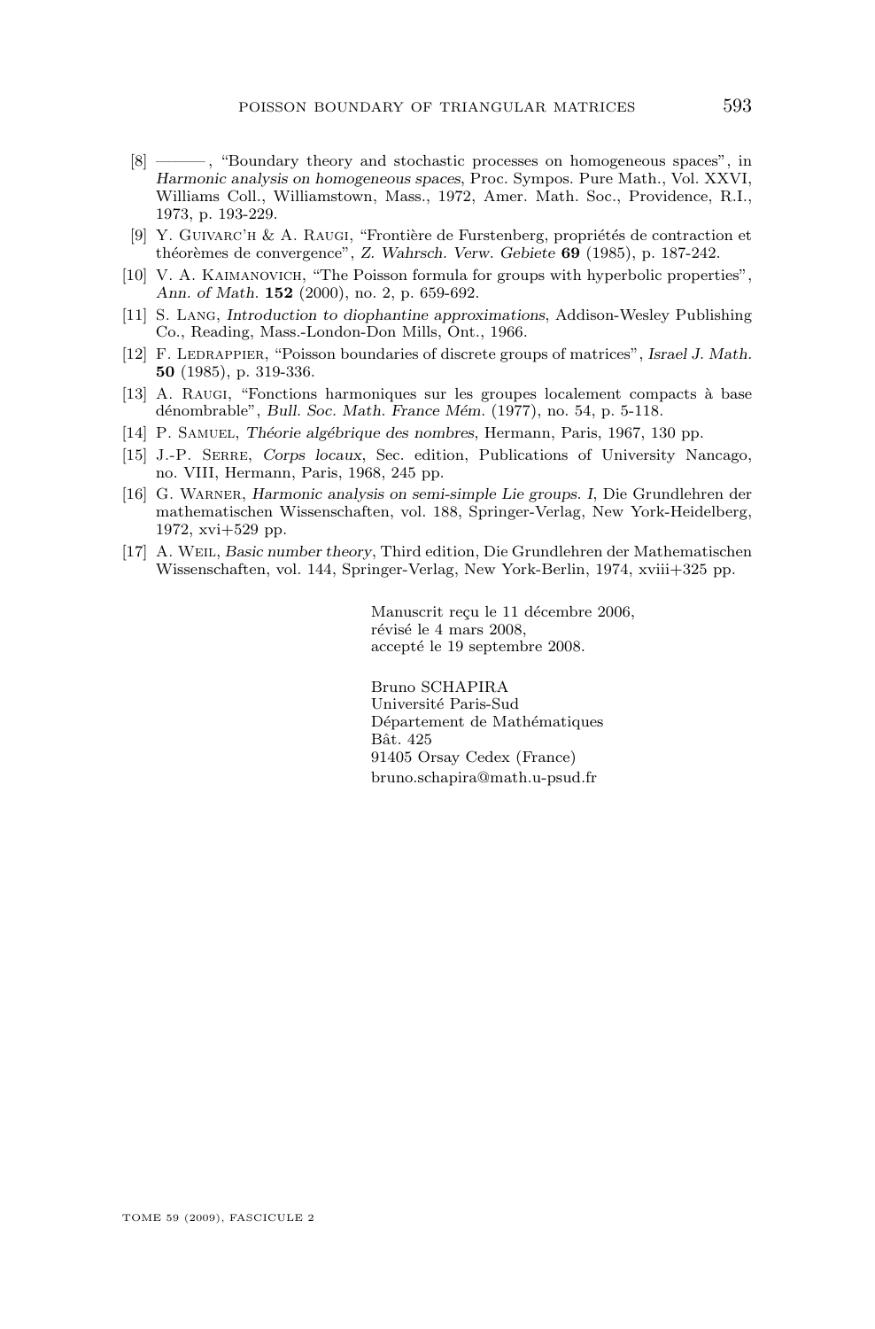[8] ———, "Boundary theory and stochastic processes on homogeneous spaces", in *Harmonic analysis on homogeneous spaces*, Proc. Sympos. Pure Math., Vol. XXVI, Williams Coll., Williamstown, Mass., 1972, Amer. Math. Soc., Providence, R.I., 1973, p. 193-229.

[9] Y. Guivarc'h & A. Raugi, "Frontière de Furstenberg, propriétés de contraction et théorèmes de convergence", *Z. Wahrsch. Verw. Gebiete* **69** (1985), p. 187-242.

[10] V. A. Kaimanovich, "The Poisson formula for groups with hyperbolic properties", *Ann. of Math.* **152** (2000), no. 2, p. 659-692.

[11] S. Lang, *Introduction to diophantine approximations*, Addison-Wesley Publishing Co., Reading, Mass.-London-Don Mills, Ont., 1966.

[12] F. Ledrappier, "Poisson boundaries of discrete groups of matrices", *Israel J. Math.* **50** (1985), p. 319-336.

[13] A. Raugi, "Fonctions harmoniques sur les groupes localement compacts à base dénombrable", *Bull. Soc. Math. France Mém.* (1977), no. 54, p. 5-118.

[14] P. Samuel, *Théorie algébrique des nombres*, Hermann, Paris, 1967, 130 pp.

[15] J.-P. Serre, *Corps locaux*, Sec. edition, Publications of University Nancago, no. VIII, Hermann, Paris, 1968, 245 pp.

[16] G. Warner, *Harmonic analysis on semi-simple Lie groups. I*, Die Grundlehren der mathematischen Wissenschaften, vol. 188, Springer-Verlag, New York-Heidelberg, 1972, xvi+529 pp.

[17] A. Weil, *Basic number theory*, Third edition, Die Grundlehren der Mathematischen Wissenschaften, vol. 144, Springer-Verlag, New York-Berlin, 1974, xviii+325 pp.

Manuscrit reçu le 11 décembre 2006,
révisé le 4 mars 2008,
accepté le 19 septembre 2008.

Bruno SCHAPIRA
Université Paris-Sud
Département de Mathématiques
Bât. 425
91405 Orsay Cedex (France)
bruno.schapira@math.u-psud.fr